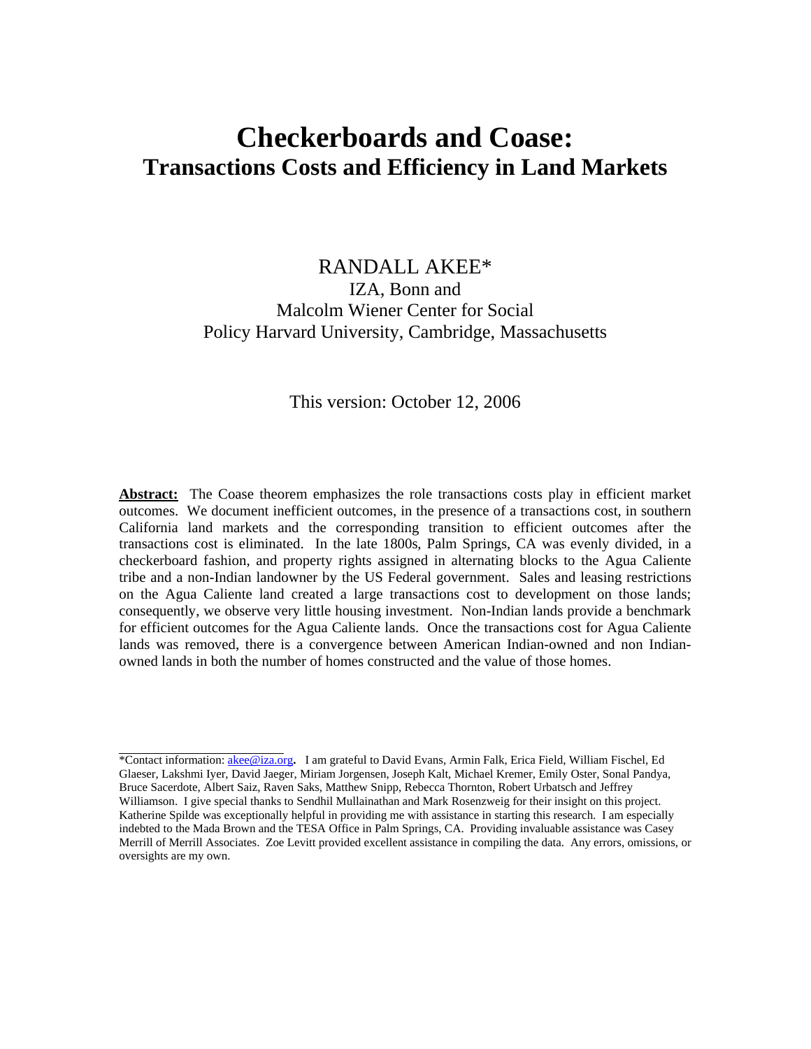# Checkerboards and Coase:
## Transactions Costs and Efficiency in Land Markets

RANDALL AKEE*

IZA, Bonn and
Malcolm Wiener Center for Social
Policy Harvard University, Cambridge, Massachusetts

This version: October 12, 2006

**Abstract:** The Coase theorem emphasizes the role transactions costs play in efficient market outcomes. We document inefficient outcomes, in the presence of a transactions cost, in southern California land markets and the corresponding transition to efficient outcomes after the transactions cost is eliminated. In the late 1800s, Palm Springs, CA was evenly divided, in a checkerboard fashion, and property rights assigned in alternating blocks to the Agua Caliente tribe and a non-Indian landowner by the US Federal government. Sales and leasing restrictions on the Agua Caliente land created a large transactions cost to development on those lands; consequently, we observe very little housing investment. Non-Indian lands provide a benchmark for efficient outcomes for the Agua Caliente lands. Once the transactions cost for Agua Caliente lands was removed, there is a convergence between American Indian-owned and non Indian-owned lands in both the number of homes constructed and the value of those homes.

---

*Contact information: akee@iza.org**.** I am grateful to David Evans, Armin Falk, Erica Field, William Fischel, Ed Glaeser, Lakshmi Iyer, David Jaeger, Miriam Jorgensen, Joseph Kalt, Michael Kremer, Emily Oster, Sonal Pandya, Bruce Sacerdote, Albert Saiz, Raven Saks, Matthew Snipp, Rebecca Thornton, Robert Urbatsch and Jeffrey Williamson. I give special thanks to Sendhil Mullainathan and Mark Rosenzweig for their insight on this project. Katherine Spilde was exceptionally helpful in providing me with assistance in starting this research. I am especially indebted to the Mada Brown and the TESA Office in Palm Springs, CA. Providing invaluable assistance was Casey Merrill of Merrill Associates. Zoe Levitt provided excellent assistance in compiling the data. Any errors, omissions, or oversights are my own.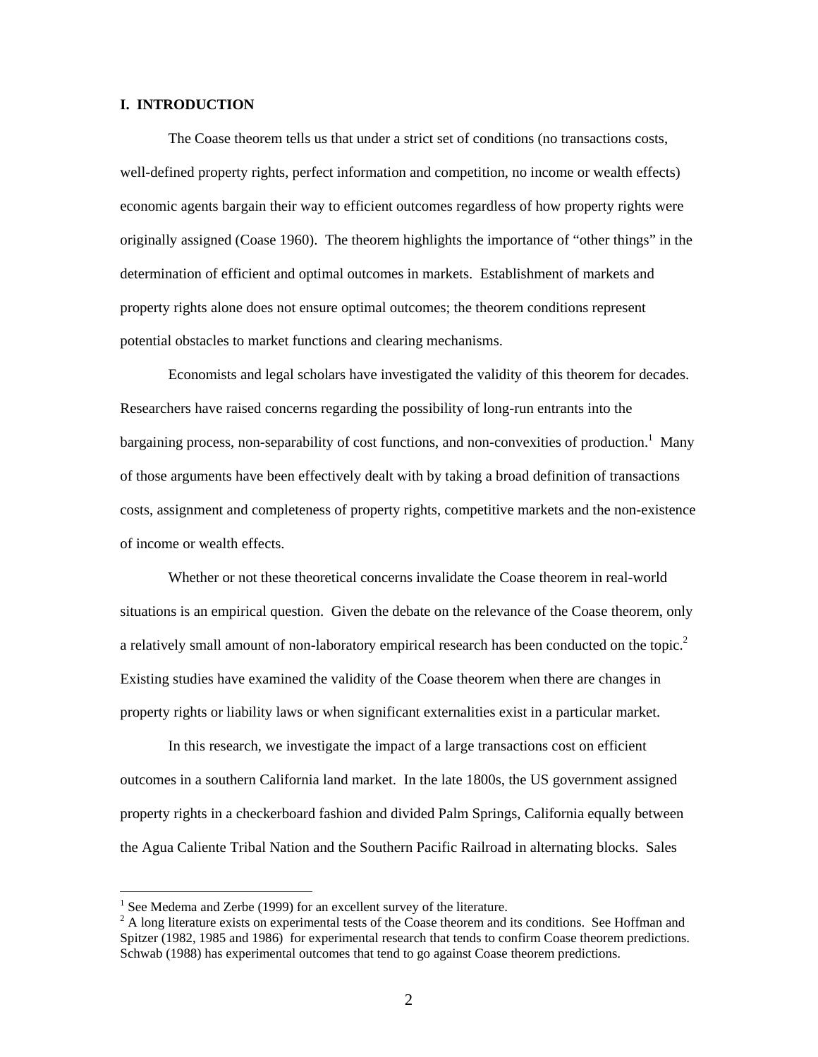## I. INTRODUCTION

The Coase theorem tells us that under a strict set of conditions (no transactions costs, well-defined property rights, perfect information and competition, no income or wealth effects) economic agents bargain their way to efficient outcomes regardless of how property rights were originally assigned (Coase 1960). The theorem highlights the importance of "other things" in the determination of efficient and optimal outcomes in markets. Establishment of markets and property rights alone does not ensure optimal outcomes; the theorem conditions represent potential obstacles to market functions and clearing mechanisms.

Economists and legal scholars have investigated the validity of this theorem for decades. Researchers have raised concerns regarding the possibility of long-run entrants into the bargaining process, non-separability of cost functions, and non-convexities of production.[1] Many of those arguments have been effectively dealt with by taking a broad definition of transactions costs, assignment and completeness of property rights, competitive markets and the non-existence of income or wealth effects.

Whether or not these theoretical concerns invalidate the Coase theorem in real-world situations is an empirical question. Given the debate on the relevance of the Coase theorem, only a relatively small amount of non-laboratory empirical research has been conducted on the topic.[2] Existing studies have examined the validity of the Coase theorem when there are changes in property rights or liability laws or when significant externalities exist in a particular market.

In this research, we investigate the impact of a large transactions cost on efficient outcomes in a southern California land market. In the late 1800s, the US government assigned property rights in a checkerboard fashion and divided Palm Springs, California equally between the Agua Caliente Tribal Nation and the Southern Pacific Railroad in alternating blocks. Sales

[1] See Medema and Zerbe (1999) for an excellent survey of the literature.

[2] A long literature exists on experimental tests of the Coase theorem and its conditions. See Hoffman and Spitzer (1982, 1985 and 1986) for experimental research that tends to confirm Coase theorem predictions. Schwab (1988) has experimental outcomes that tend to go against Coase theorem predictions.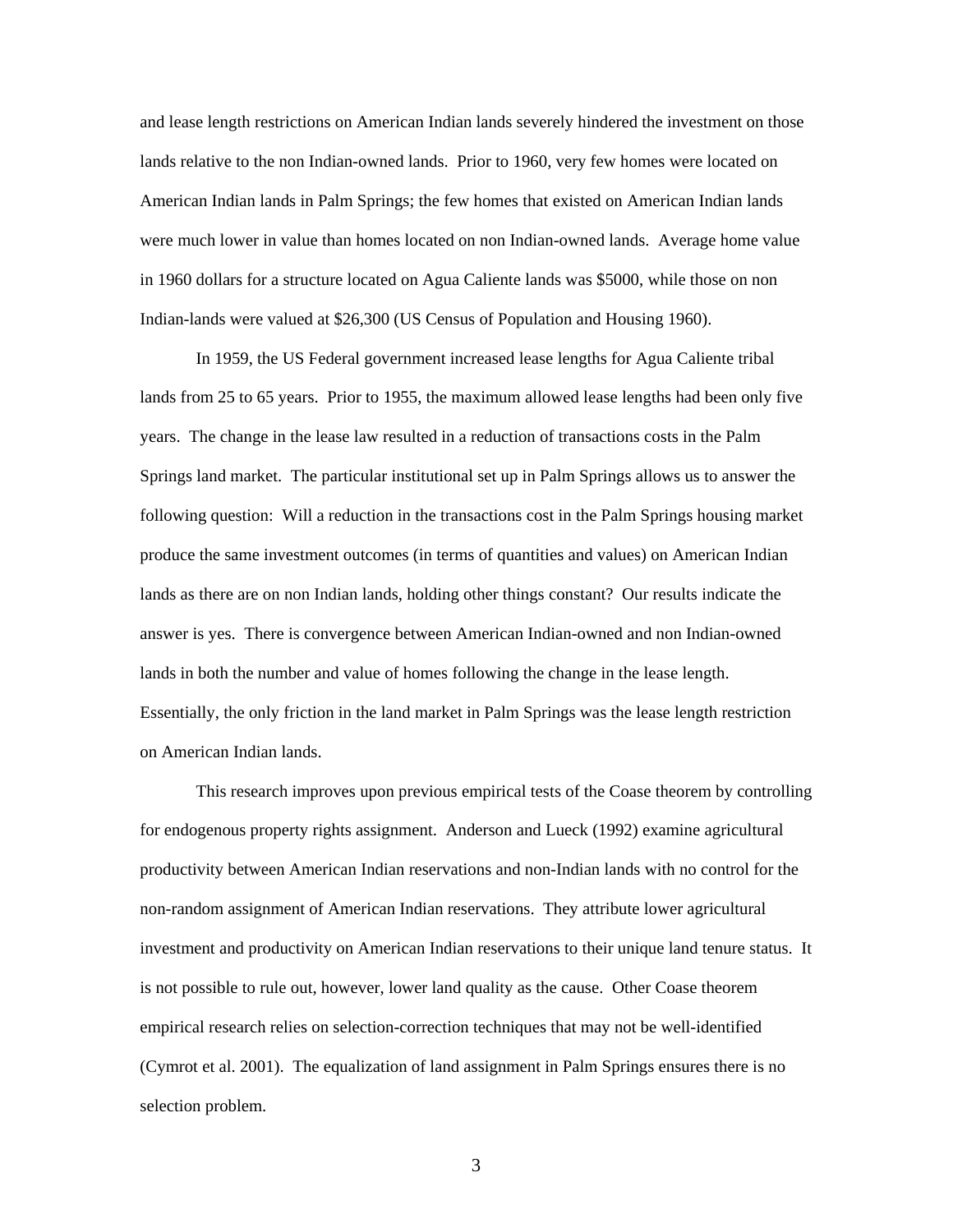and lease length restrictions on American Indian lands severely hindered the investment on those lands relative to the non Indian-owned lands. Prior to 1960, very few homes were located on American Indian lands in Palm Springs; the few homes that existed on American Indian lands were much lower in value than homes located on non Indian-owned lands. Average home value in 1960 dollars for a structure located on Agua Caliente lands was $5000, while those on non Indian-lands were valued at $26,300 (US Census of Population and Housing 1960).

In 1959, the US Federal government increased lease lengths for Agua Caliente tribal lands from 25 to 65 years. Prior to 1955, the maximum allowed lease lengths had been only five years. The change in the lease law resulted in a reduction of transactions costs in the Palm Springs land market. The particular institutional set up in Palm Springs allows us to answer the following question: Will a reduction in the transactions cost in the Palm Springs housing market produce the same investment outcomes (in terms of quantities and values) on American Indian lands as there are on non Indian lands, holding other things constant? Our results indicate the answer is yes. There is convergence between American Indian-owned and non Indian-owned lands in both the number and value of homes following the change in the lease length. Essentially, the only friction in the land market in Palm Springs was the lease length restriction on American Indian lands.

This research improves upon previous empirical tests of the Coase theorem by controlling for endogenous property rights assignment. Anderson and Lueck (1992) examine agricultural productivity between American Indian reservations and non-Indian lands with no control for the non-random assignment of American Indian reservations. They attribute lower agricultural investment and productivity on American Indian reservations to their unique land tenure status. It is not possible to rule out, however, lower land quality as the cause. Other Coase theorem empirical research relies on selection-correction techniques that may not be well-identified (Cymrot et al. 2001). The equalization of land assignment in Palm Springs ensures there is no selection problem.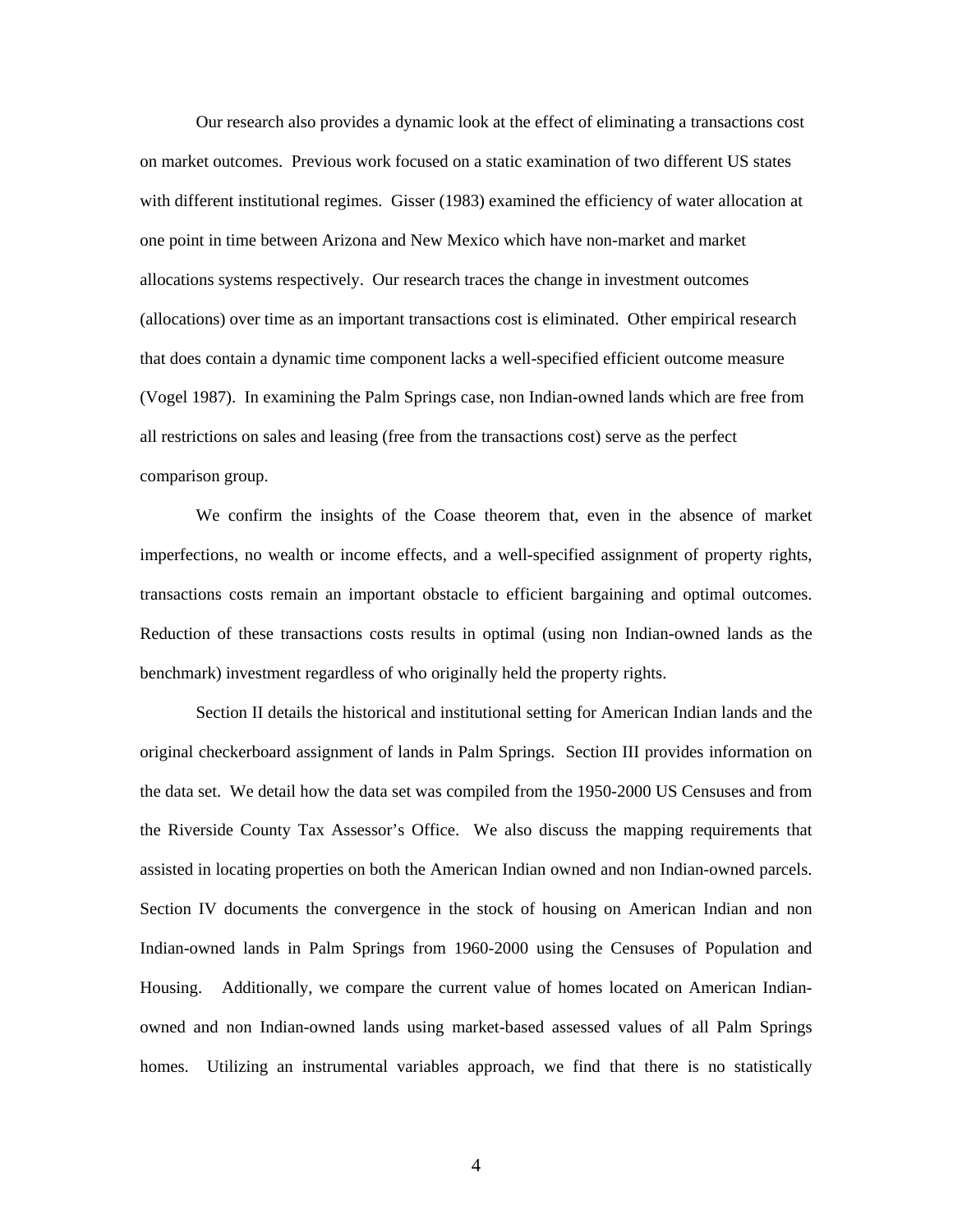Our research also provides a dynamic look at the effect of eliminating a transactions cost on market outcomes. Previous work focused on a static examination of two different US states with different institutional regimes. Gisser (1983) examined the efficiency of water allocation at one point in time between Arizona and New Mexico which have non-market and market allocations systems respectively. Our research traces the change in investment outcomes (allocations) over time as an important transactions cost is eliminated. Other empirical research that does contain a dynamic time component lacks a well-specified efficient outcome measure (Vogel 1987). In examining the Palm Springs case, non Indian-owned lands which are free from all restrictions on sales and leasing (free from the transactions cost) serve as the perfect comparison group.

We confirm the insights of the Coase theorem that, even in the absence of market imperfections, no wealth or income effects, and a well-specified assignment of property rights, transactions costs remain an important obstacle to efficient bargaining and optimal outcomes. Reduction of these transactions costs results in optimal (using non Indian-owned lands as the benchmark) investment regardless of who originally held the property rights.

Section II details the historical and institutional setting for American Indian lands and the original checkerboard assignment of lands in Palm Springs. Section III provides information on the data set. We detail how the data set was compiled from the 1950-2000 US Censuses and from the Riverside County Tax Assessor's Office. We also discuss the mapping requirements that assisted in locating properties on both the American Indian owned and non Indian-owned parcels. Section IV documents the convergence in the stock of housing on American Indian and non Indian-owned lands in Palm Springs from 1960-2000 using the Censuses of Population and Housing. Additionally, we compare the current value of homes located on American Indian-owned and non Indian-owned lands using market-based assessed values of all Palm Springs homes. Utilizing an instrumental variables approach, we find that there is no statistically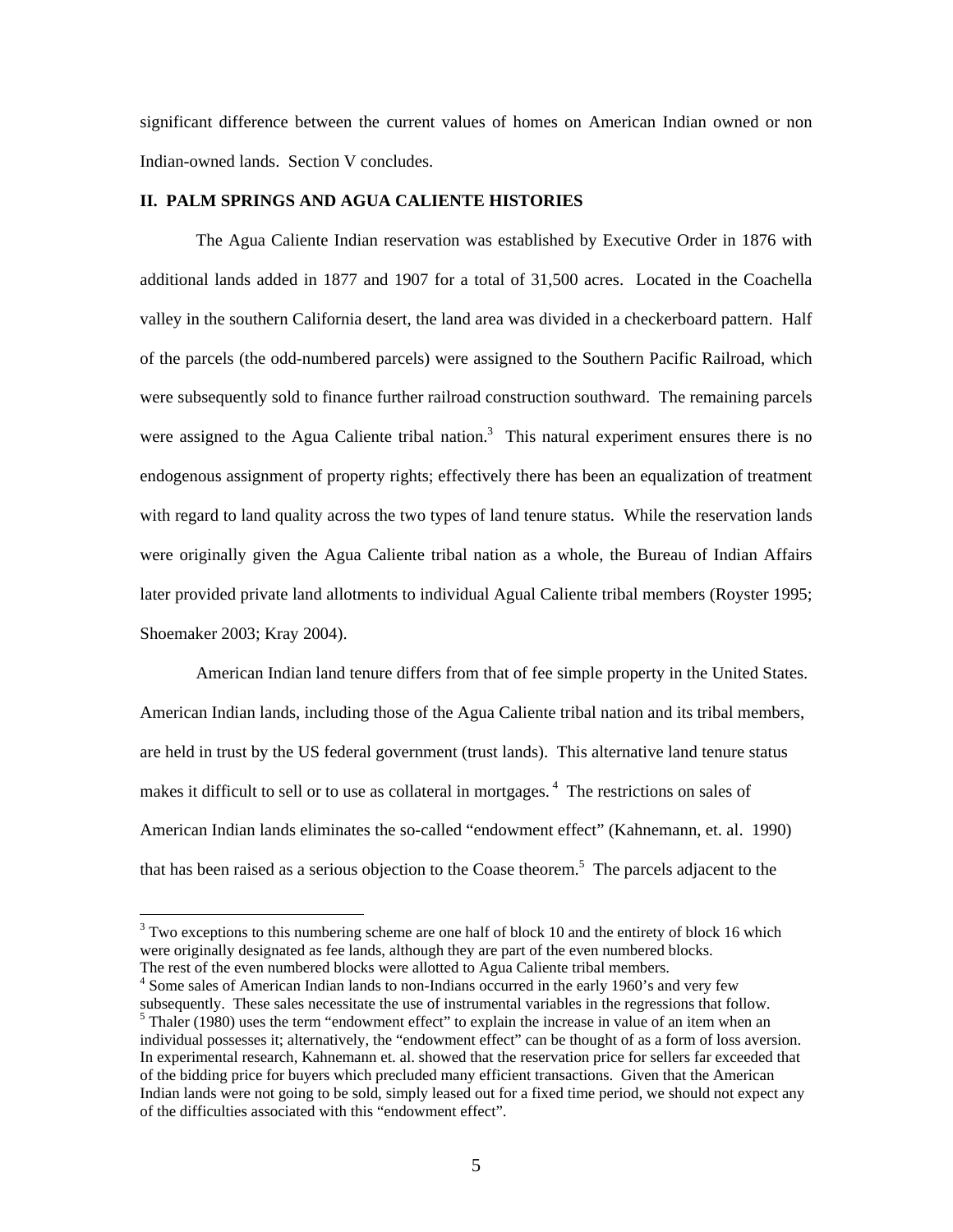significant difference between the current values of homes on American Indian owned or non Indian-owned lands. Section V concludes.

## II. PALM SPRINGS AND AGUA CALIENTE HISTORIES

The Agua Caliente Indian reservation was established by Executive Order in 1876 with additional lands added in 1877 and 1907 for a total of 31,500 acres. Located in the Coachella valley in the southern California desert, the land area was divided in a checkerboard pattern. Half of the parcels (the odd-numbered parcels) were assigned to the Southern Pacific Railroad, which were subsequently sold to finance further railroad construction southward. The remaining parcels were assigned to the Agua Caliente tribal nation.[3] This natural experiment ensures there is no endogenous assignment of property rights; effectively there has been an equalization of treatment with regard to land quality across the two types of land tenure status. While the reservation lands were originally given the Agua Caliente tribal nation as a whole, the Bureau of Indian Affairs later provided private land allotments to individual Agual Caliente tribal members (Royster 1995; Shoemaker 2003; Kray 2004).

American Indian land tenure differs from that of fee simple property in the United States. American Indian lands, including those of the Agua Caliente tribal nation and its tribal members, are held in trust by the US federal government (trust lands). This alternative land tenure status makes it difficult to sell or to use as collateral in mortgages.[4] The restrictions on sales of American Indian lands eliminates the so-called "endowment effect" (Kahnemann, et. al. 1990) that has been raised as a serious objection to the Coase theorem.[5] The parcels adjacent to the

[3] Two exceptions to this numbering scheme are one half of block 10 and the entirety of block 16 which were originally designated as fee lands, although they are part of the even numbered blocks. The rest of the even numbered blocks were allotted to Agua Caliente tribal members.

[4] Some sales of American Indian lands to non-Indians occurred in the early 1960's and very few subsequently. These sales necessitate the use of instrumental variables in the regressions that follow.

[5] Thaler (1980) uses the term "endowment effect" to explain the increase in value of an item when an individual possesses it; alternatively, the "endowment effect" can be thought of as a form of loss aversion. In experimental research, Kahnemann et. al. showed that the reservation price for sellers far exceeded that of the bidding price for buyers which precluded many efficient transactions. Given that the American Indian lands were not going to be sold, simply leased out for a fixed time period, we should not expect any of the difficulties associated with this "endowment effect".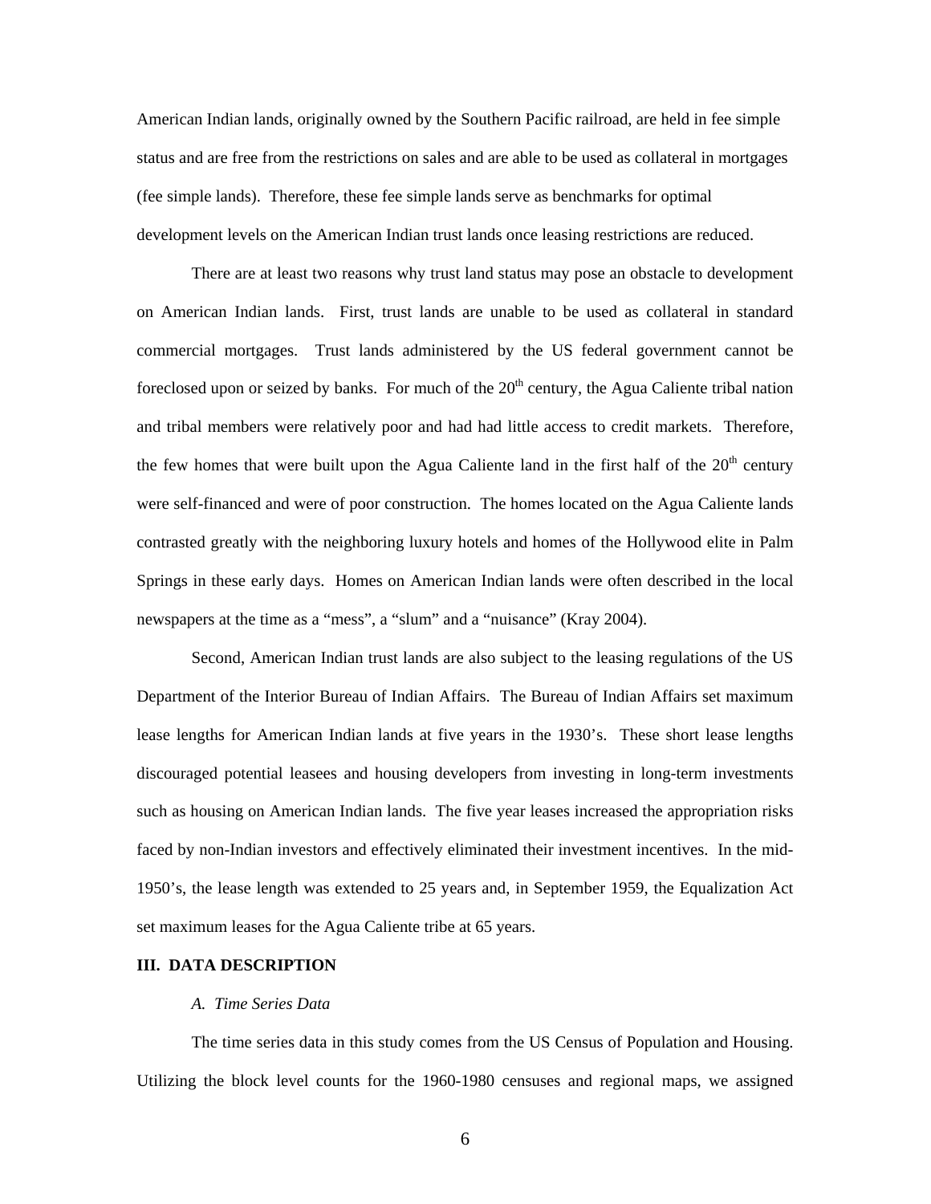American Indian lands, originally owned by the Southern Pacific railroad, are held in fee simple status and are free from the restrictions on sales and are able to be used as collateral in mortgages (fee simple lands). Therefore, these fee simple lands serve as benchmarks for optimal development levels on the American Indian trust lands once leasing restrictions are reduced.

There are at least two reasons why trust land status may pose an obstacle to development on American Indian lands. First, trust lands are unable to be used as collateral in standard commercial mortgages. Trust lands administered by the US federal government cannot be foreclosed upon or seized by banks. For much of the 20th century, the Agua Caliente tribal nation and tribal members were relatively poor and had had little access to credit markets. Therefore, the few homes that were built upon the Agua Caliente land in the first half of the 20th century were self-financed and were of poor construction. The homes located on the Agua Caliente lands contrasted greatly with the neighboring luxury hotels and homes of the Hollywood elite in Palm Springs in these early days. Homes on American Indian lands were often described in the local newspapers at the time as a "mess", a "slum" and a "nuisance" (Kray 2004).

Second, American Indian trust lands are also subject to the leasing regulations of the US Department of the Interior Bureau of Indian Affairs. The Bureau of Indian Affairs set maximum lease lengths for American Indian lands at five years in the 1930's. These short lease lengths discouraged potential leasees and housing developers from investing in long-term investments such as housing on American Indian lands. The five year leases increased the appropriation risks faced by non-Indian investors and effectively eliminated their investment incentives. In the mid-1950's, the lease length was extended to 25 years and, in September 1959, the Equalization Act set maximum leases for the Agua Caliente tribe at 65 years.

## III. DATA DESCRIPTION

### *A. Time Series Data*

The time series data in this study comes from the US Census of Population and Housing. Utilizing the block level counts for the 1960-1980 censuses and regional maps, we assigned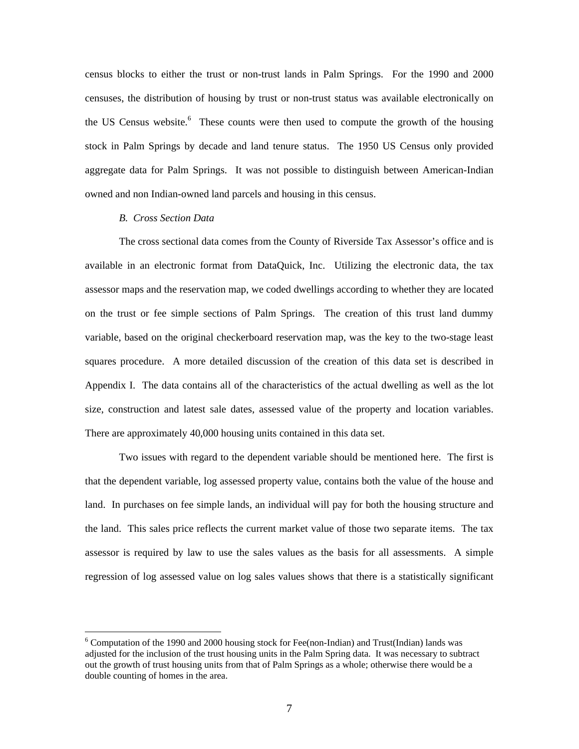census blocks to either the trust or non-trust lands in Palm Springs. For the 1990 and 2000 censuses, the distribution of housing by trust or non-trust status was available electronically on the US Census website.[6] These counts were then used to compute the growth of the housing stock in Palm Springs by decade and land tenure status. The 1950 US Census only provided aggregate data for Palm Springs. It was not possible to distinguish between American-Indian owned and non Indian-owned land parcels and housing in this census.

### *B. Cross Section Data*

The cross sectional data comes from the County of Riverside Tax Assessor's office and is available in an electronic format from DataQuick, Inc. Utilizing the electronic data, the tax assessor maps and the reservation map, we coded dwellings according to whether they are located on the trust or fee simple sections of Palm Springs. The creation of this trust land dummy variable, based on the original checkerboard reservation map, was the key to the two-stage least squares procedure. A more detailed discussion of the creation of this data set is described in Appendix I. The data contains all of the characteristics of the actual dwelling as well as the lot size, construction and latest sale dates, assessed value of the property and location variables. There are approximately 40,000 housing units contained in this data set.

Two issues with regard to the dependent variable should be mentioned here. The first is that the dependent variable, log assessed property value, contains both the value of the house and land. In purchases on fee simple lands, an individual will pay for both the housing structure and the land. This sales price reflects the current market value of those two separate items. The tax assessor is required by law to use the sales values as the basis for all assessments. A simple regression of log assessed value on log sales values shows that there is a statistically significant

---

[6] Computation of the 1990 and 2000 housing stock for Fee(non-Indian) and Trust(Indian) lands was adjusted for the inclusion of the trust housing units in the Palm Spring data. It was necessary to subtract out the growth of trust housing units from that of Palm Springs as a whole; otherwise there would be a double counting of homes in the area.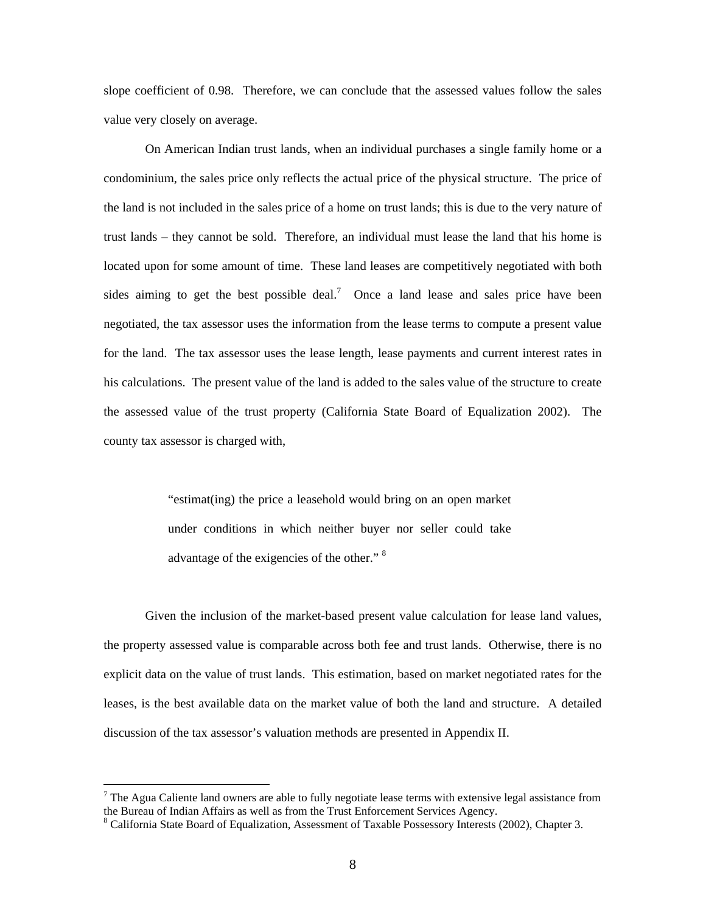slope coefficient of 0.98. Therefore, we can conclude that the assessed values follow the sales value very closely on average.

On American Indian trust lands, when an individual purchases a single family home or a condominium, the sales price only reflects the actual price of the physical structure. The price of the land is not included in the sales price of a home on trust lands; this is due to the very nature of trust lands – they cannot be sold. Therefore, an individual must lease the land that his home is located upon for some amount of time. These land leases are competitively negotiated with both sides aiming to get the best possible deal.[7] Once a land lease and sales price have been negotiated, the tax assessor uses the information from the lease terms to compute a present value for the land. The tax assessor uses the lease length, lease payments and current interest rates in his calculations. The present value of the land is added to the sales value of the structure to create the assessed value of the trust property (California State Board of Equalization 2002). The county tax assessor is charged with,

> "estimat(ing) the price a leasehold would bring on an open market under conditions in which neither buyer nor seller could take advantage of the exigencies of the other." [8]

Given the inclusion of the market-based present value calculation for lease land values, the property assessed value is comparable across both fee and trust lands. Otherwise, there is no explicit data on the value of trust lands. This estimation, based on market negotiated rates for the leases, is the best available data on the market value of both the land and structure. A detailed discussion of the tax assessor's valuation methods are presented in Appendix II.

---

[7] The Agua Caliente land owners are able to fully negotiate lease terms with extensive legal assistance from the Bureau of Indian Affairs as well as from the Trust Enforcement Services Agency.

[8] California State Board of Equalization, Assessment of Taxable Possessory Interests (2002), Chapter 3.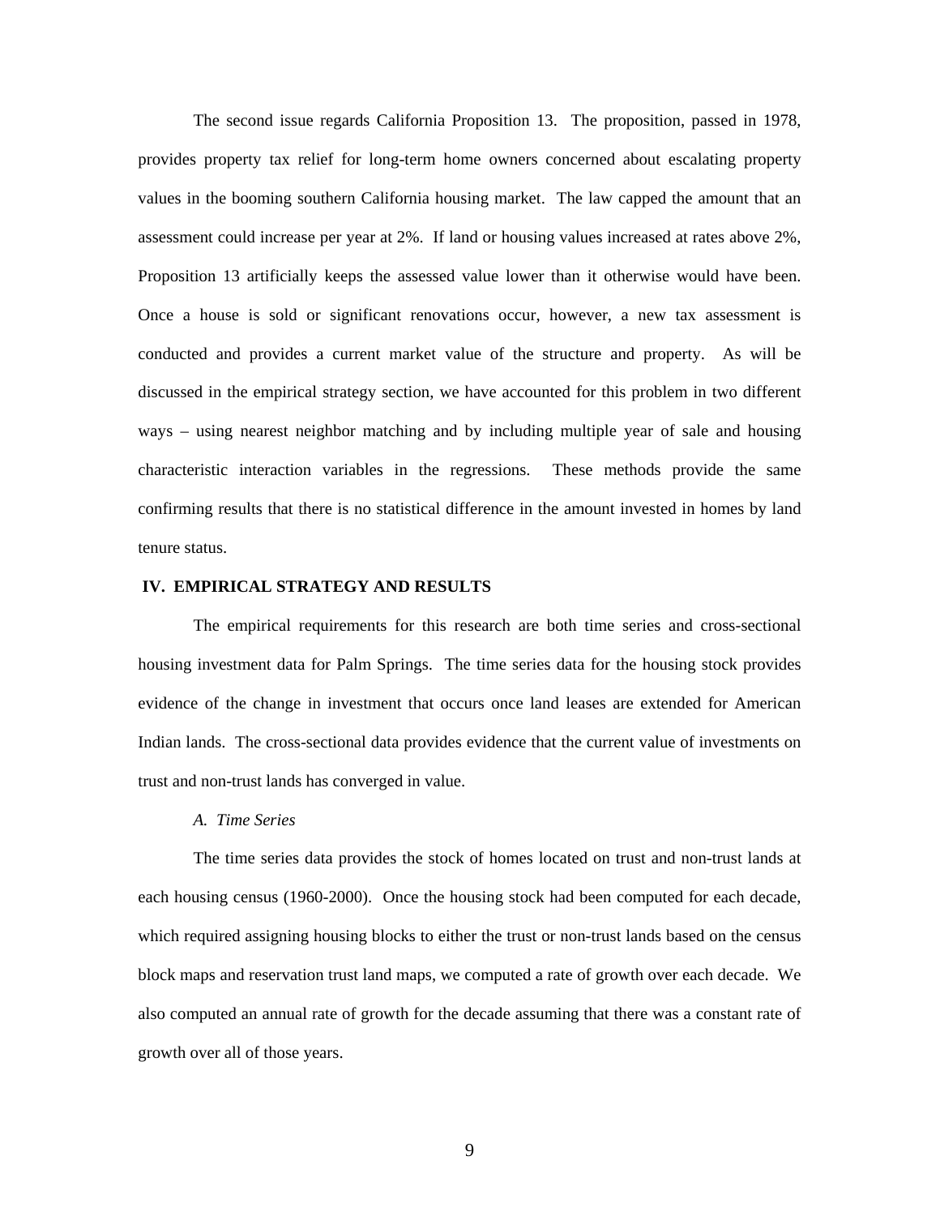The second issue regards California Proposition 13. The proposition, passed in 1978, provides property tax relief for long-term home owners concerned about escalating property values in the booming southern California housing market. The law capped the amount that an assessment could increase per year at 2%. If land or housing values increased at rates above 2%, Proposition 13 artificially keeps the assessed value lower than it otherwise would have been. Once a house is sold or significant renovations occur, however, a new tax assessment is conducted and provides a current market value of the structure and property. As will be discussed in the empirical strategy section, we have accounted for this problem in two different ways – using nearest neighbor matching and by including multiple year of sale and housing characteristic interaction variables in the regressions. These methods provide the same confirming results that there is no statistical difference in the amount invested in homes by land tenure status.

## IV. EMPIRICAL STRATEGY AND RESULTS

The empirical requirements for this research are both time series and cross-sectional housing investment data for Palm Springs. The time series data for the housing stock provides evidence of the change in investment that occurs once land leases are extended for American Indian lands. The cross-sectional data provides evidence that the current value of investments on trust and non-trust lands has converged in value.

### *A. Time Series*

The time series data provides the stock of homes located on trust and non-trust lands at each housing census (1960-2000). Once the housing stock had been computed for each decade, which required assigning housing blocks to either the trust or non-trust lands based on the census block maps and reservation trust land maps, we computed a rate of growth over each decade. We also computed an annual rate of growth for the decade assuming that there was a constant rate of growth over all of those years.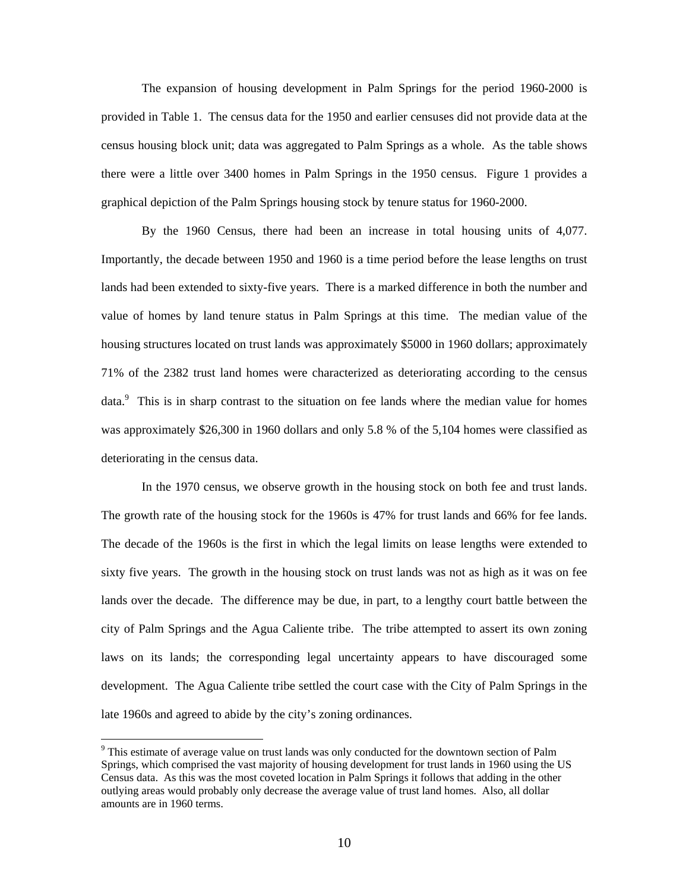The expansion of housing development in Palm Springs for the period 1960-2000 is provided in Table 1. The census data for the 1950 and earlier censuses did not provide data at the census housing block unit; data was aggregated to Palm Springs as a whole. As the table shows there were a little over 3400 homes in Palm Springs in the 1950 census. Figure 1 provides a graphical depiction of the Palm Springs housing stock by tenure status for 1960-2000.

By the 1960 Census, there had been an increase in total housing units of 4,077. Importantly, the decade between 1950 and 1960 is a time period before the lease lengths on trust lands had been extended to sixty-five years. There is a marked difference in both the number and value of homes by land tenure status in Palm Springs at this time. The median value of the housing structures located on trust lands was approximately $5000 in 1960 dollars; approximately 71% of the 2382 trust land homes were characterized as deteriorating according to the census data.[9] This is in sharp contrast to the situation on fee lands where the median value for homes was approximately $26,300 in 1960 dollars and only 5.8 % of the 5,104 homes were classified as deteriorating in the census data.

In the 1970 census, we observe growth in the housing stock on both fee and trust lands. The growth rate of the housing stock for the 1960s is 47% for trust lands and 66% for fee lands. The decade of the 1960s is the first in which the legal limits on lease lengths were extended to sixty five years. The growth in the housing stock on trust lands was not as high as it was on fee lands over the decade. The difference may be due, in part, to a lengthy court battle between the city of Palm Springs and the Agua Caliente tribe. The tribe attempted to assert its own zoning laws on its lands; the corresponding legal uncertainty appears to have discouraged some development. The Agua Caliente tribe settled the court case with the City of Palm Springs in the late 1960s and agreed to abide by the city's zoning ordinances.

[9] This estimate of average value on trust lands was only conducted for the downtown section of Palm Springs, which comprised the vast majority of housing development for trust lands in 1960 using the US Census data. As this was the most coveted location in Palm Springs it follows that adding in the other outlying areas would probably only decrease the average value of trust land homes. Also, all dollar amounts are in 1960 terms.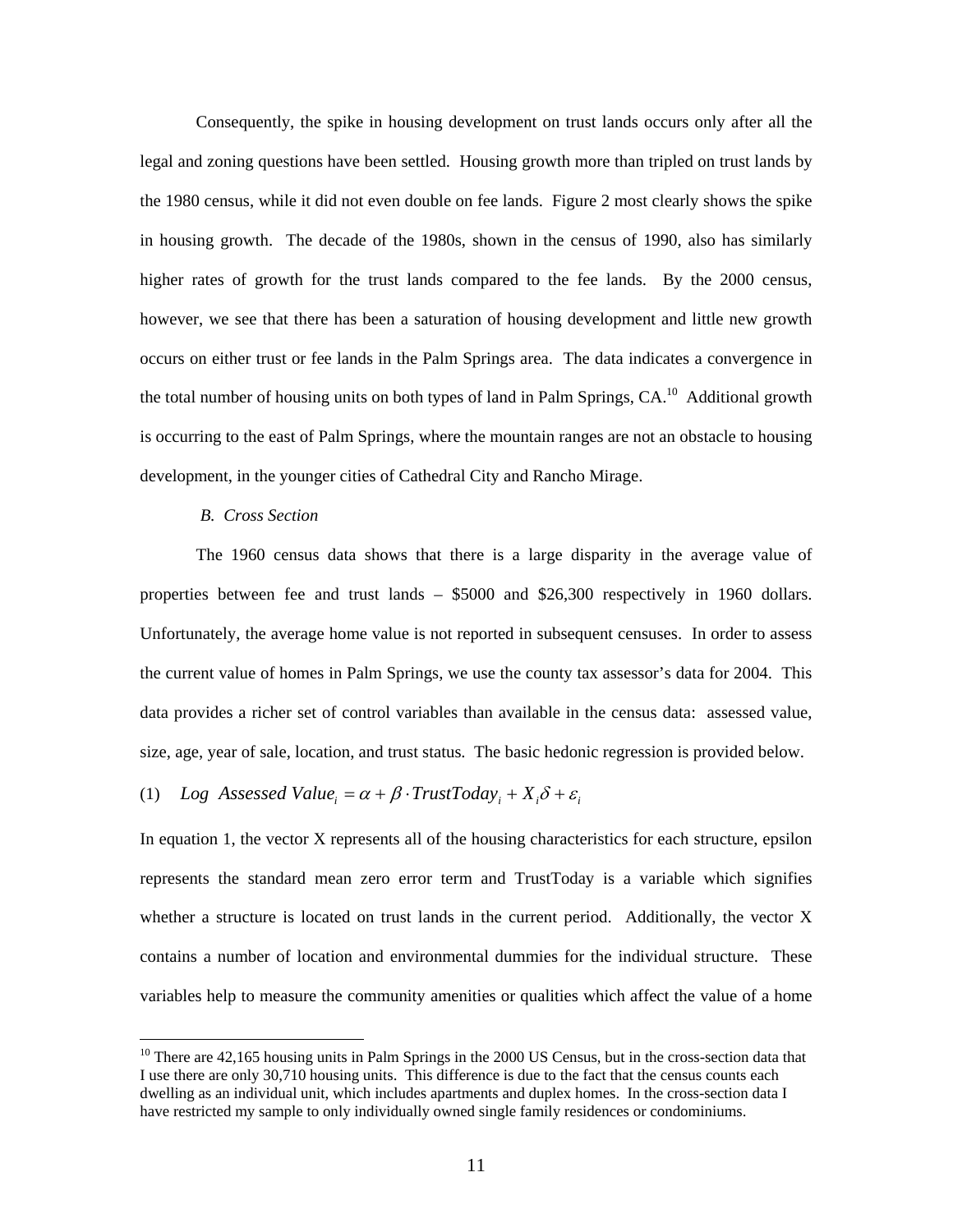Consequently, the spike in housing development on trust lands occurs only after all the legal and zoning questions have been settled. Housing growth more than tripled on trust lands by the 1980 census, while it did not even double on fee lands. Figure 2 most clearly shows the spike in housing growth. The decade of the 1980s, shown in the census of 1990, also has similarly higher rates of growth for the trust lands compared to the fee lands. By the 2000 census, however, we see that there has been a saturation of housing development and little new growth occurs on either trust or fee lands in the Palm Springs area. The data indicates a convergence in the total number of housing units on both types of land in Palm Springs, CA.[10] Additional growth is occurring to the east of Palm Springs, where the mountain ranges are not an obstacle to housing development, in the younger cities of Cathedral City and Rancho Mirage.

*B. Cross Section*

The 1960 census data shows that there is a large disparity in the average value of properties between fee and trust lands – $5000 and $26,300 respectively in 1960 dollars. Unfortunately, the average home value is not reported in subsequent censuses. In order to assess the current value of homes in Palm Springs, we use the county tax assessor's data for 2004. This data provides a richer set of control variables than available in the census data: assessed value, size, age, year of sale, location, and trust status. The basic hedonic regression is provided below.

$$\text{(1)} \quad Log\ \ Assessed\ Value_i = \alpha + \beta \cdot TrustToday_i + X_i\delta + \varepsilon_i$$

In equation 1, the vector X represents all of the housing characteristics for each structure, epsilon represents the standard mean zero error term and TrustToday is a variable which signifies whether a structure is located on trust lands in the current period. Additionally, the vector X contains a number of location and environmental dummies for the individual structure. These variables help to measure the community amenities or qualities which affect the value of a home

[10] There are 42,165 housing units in Palm Springs in the 2000 US Census, but in the cross-section data that I use there are only 30,710 housing units. This difference is due to the fact that the census counts each dwelling as an individual unit, which includes apartments and duplex homes. In the cross-section data I have restricted my sample to only individually owned single family residences or condominiums.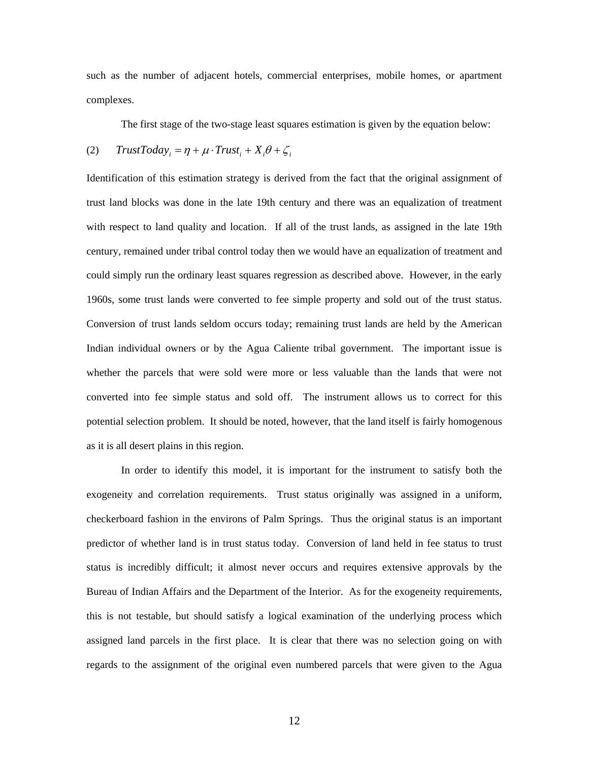such as the number of adjacent hotels, commercial enterprises, mobile homes, or apartment complexes.

The first stage of the two-stage least squares estimation is given by the equation below:

$$(2) \quad TrustToday_i = \eta + \mu \cdot Trust_i + X_i\theta + \zeta_i$$

Identification of this estimation strategy is derived from the fact that the original assignment of trust land blocks was done in the late 19th century and there was an equalization of treatment with respect to land quality and location. If all of the trust lands, as assigned in the late 19th century, remained under tribal control today then we would have an equalization of treatment and could simply run the ordinary least squares regression as described above. However, in the early 1960s, some trust lands were converted to fee simple property and sold out of the trust status. Conversion of trust lands seldom occurs today; remaining trust lands are held by the American Indian individual owners or by the Agua Caliente tribal government. The important issue is whether the parcels that were sold were more or less valuable than the lands that were not converted into fee simple status and sold off. The instrument allows us to correct for this potential selection problem. It should be noted, however, that the land itself is fairly homogenous as it is all desert plains in this region.

In order to identify this model, it is important for the instrument to satisfy both the exogeneity and correlation requirements. Trust status originally was assigned in a uniform, checkerboard fashion in the environs of Palm Springs. Thus the original status is an important predictor of whether land is in trust status today. Conversion of land held in fee status to trust status is incredibly difficult; it almost never occurs and requires extensive approvals by the Bureau of Indian Affairs and the Department of the Interior. As for the exogeneity requirements, this is not testable, but should satisfy a logical examination of the underlying process which assigned land parcels in the first place. It is clear that there was no selection going on with regards to the assignment of the original even numbered parcels that were given to the Agua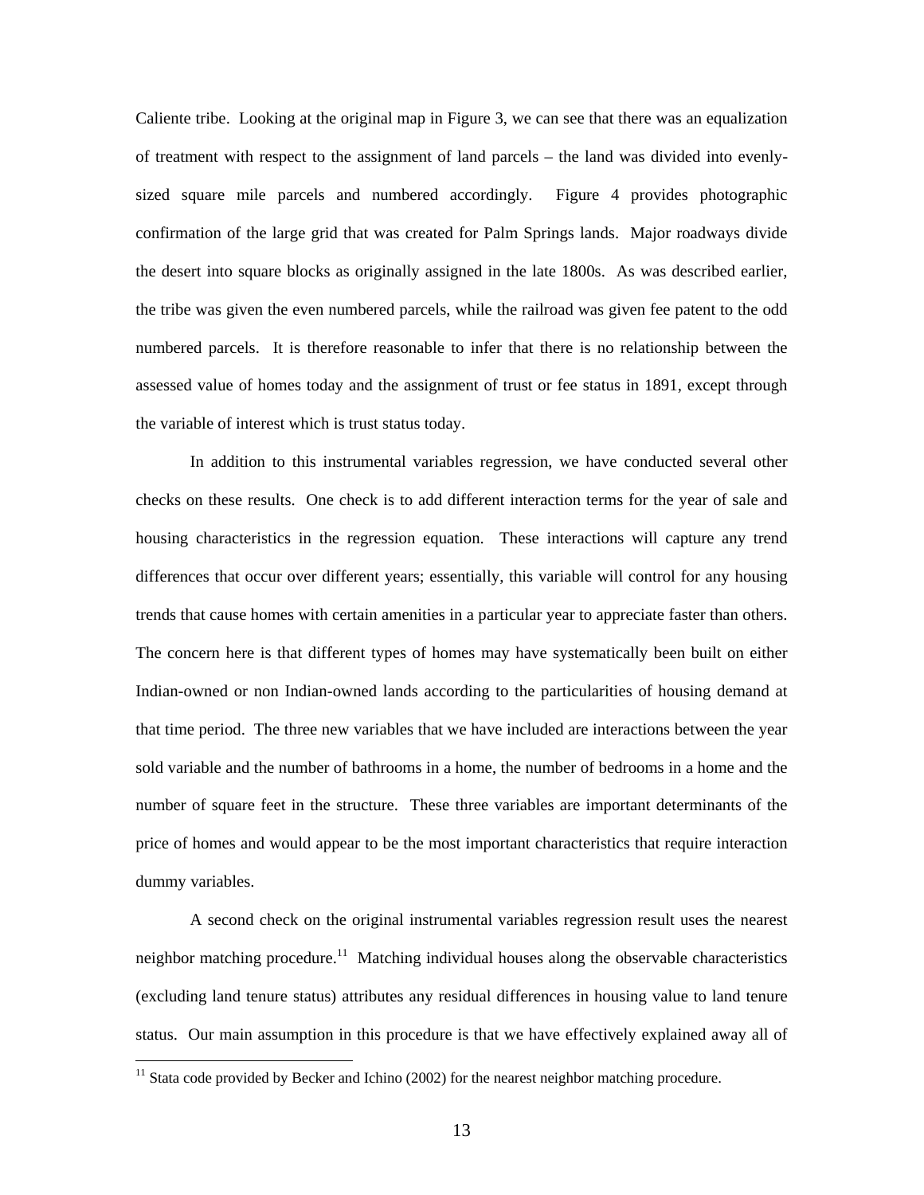Caliente tribe. Looking at the original map in Figure 3, we can see that there was an equalization of treatment with respect to the assignment of land parcels – the land was divided into evenly-sized square mile parcels and numbered accordingly. Figure 4 provides photographic confirmation of the large grid that was created for Palm Springs lands. Major roadways divide the desert into square blocks as originally assigned in the late 1800s. As was described earlier, the tribe was given the even numbered parcels, while the railroad was given fee patent to the odd numbered parcels. It is therefore reasonable to infer that there is no relationship between the assessed value of homes today and the assignment of trust or fee status in 1891, except through the variable of interest which is trust status today.

In addition to this instrumental variables regression, we have conducted several other checks on these results. One check is to add different interaction terms for the year of sale and housing characteristics in the regression equation. These interactions will capture any trend differences that occur over different years; essentially, this variable will control for any housing trends that cause homes with certain amenities in a particular year to appreciate faster than others. The concern here is that different types of homes may have systematically been built on either Indian-owned or non Indian-owned lands according to the particularities of housing demand at that time period. The three new variables that we have included are interactions between the year sold variable and the number of bathrooms in a home, the number of bedrooms in a home and the number of square feet in the structure. These three variables are important determinants of the price of homes and would appear to be the most important characteristics that require interaction dummy variables.

A second check on the original instrumental variables regression result uses the nearest neighbor matching procedure.[11] Matching individual houses along the observable characteristics (excluding land tenure status) attributes any residual differences in housing value to land tenure status. Our main assumption in this procedure is that we have effectively explained away all of

[11] Stata code provided by Becker and Ichino (2002) for the nearest neighbor matching procedure.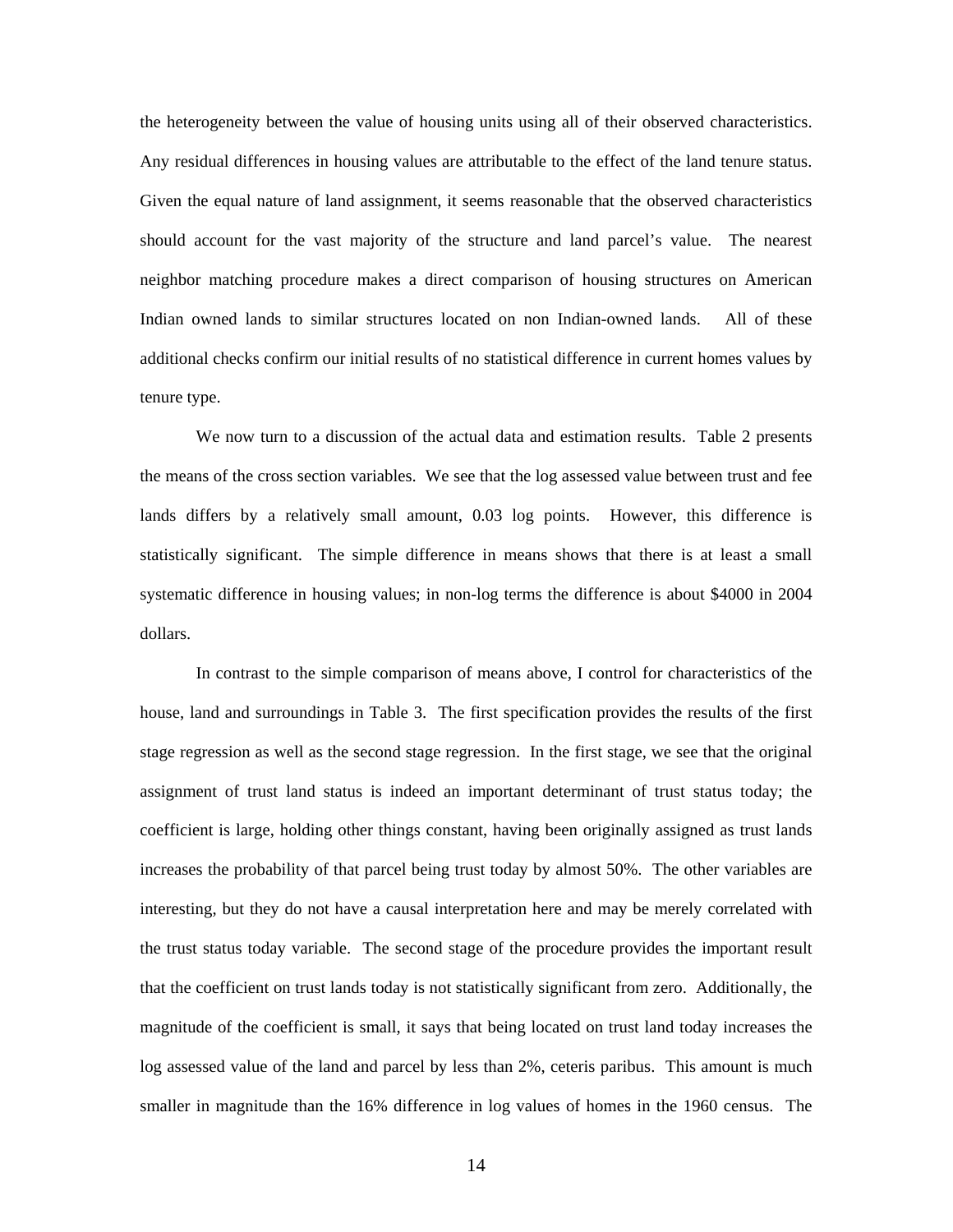the heterogeneity between the value of housing units using all of their observed characteristics. Any residual differences in housing values are attributable to the effect of the land tenure status. Given the equal nature of land assignment, it seems reasonable that the observed characteristics should account for the vast majority of the structure and land parcel's value. The nearest neighbor matching procedure makes a direct comparison of housing structures on American Indian owned lands to similar structures located on non Indian-owned lands. All of these additional checks confirm our initial results of no statistical difference in current homes values by tenure type.

We now turn to a discussion of the actual data and estimation results. Table 2 presents the means of the cross section variables. We see that the log assessed value between trust and fee lands differs by a relatively small amount, 0.03 log points. However, this difference is statistically significant. The simple difference in means shows that there is at least a small systematic difference in housing values; in non-log terms the difference is about $4000 in 2004 dollars.

In contrast to the simple comparison of means above, I control for characteristics of the house, land and surroundings in Table 3. The first specification provides the results of the first stage regression as well as the second stage regression. In the first stage, we see that the original assignment of trust land status is indeed an important determinant of trust status today; the coefficient is large, holding other things constant, having been originally assigned as trust lands increases the probability of that parcel being trust today by almost 50%. The other variables are interesting, but they do not have a causal interpretation here and may be merely correlated with the trust status today variable. The second stage of the procedure provides the important result that the coefficient on trust lands today is not statistically significant from zero. Additionally, the magnitude of the coefficient is small, it says that being located on trust land today increases the log assessed value of the land and parcel by less than 2%, ceteris paribus. This amount is much smaller in magnitude than the 16% difference in log values of homes in the 1960 census. The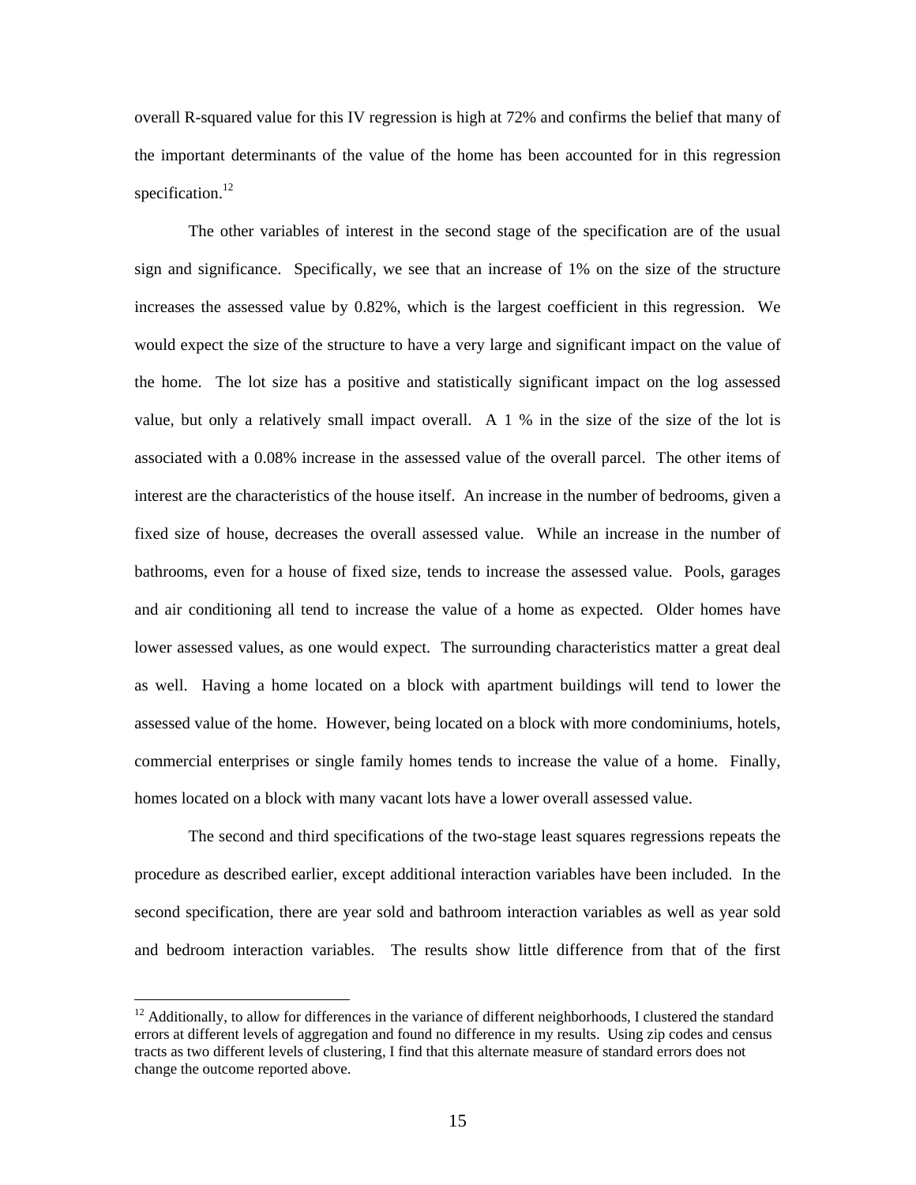overall R-squared value for this IV regression is high at 72% and confirms the belief that many of the important determinants of the value of the home has been accounted for in this regression specification.[12]

The other variables of interest in the second stage of the specification are of the usual sign and significance. Specifically, we see that an increase of 1% on the size of the structure increases the assessed value by 0.82%, which is the largest coefficient in this regression. We would expect the size of the structure to have a very large and significant impact on the value of the home. The lot size has a positive and statistically significant impact on the log assessed value, but only a relatively small impact overall. A 1 % in the size of the size of the lot is associated with a 0.08% increase in the assessed value of the overall parcel. The other items of interest are the characteristics of the house itself. An increase in the number of bedrooms, given a fixed size of house, decreases the overall assessed value. While an increase in the number of bathrooms, even for a house of fixed size, tends to increase the assessed value. Pools, garages and air conditioning all tend to increase the value of a home as expected. Older homes have lower assessed values, as one would expect. The surrounding characteristics matter a great deal as well. Having a home located on a block with apartment buildings will tend to lower the assessed value of the home. However, being located on a block with more condominiums, hotels, commercial enterprises or single family homes tends to increase the value of a home. Finally, homes located on a block with many vacant lots have a lower overall assessed value.

The second and third specifications of the two-stage least squares regressions repeats the procedure as described earlier, except additional interaction variables have been included. In the second specification, there are year sold and bathroom interaction variables as well as year sold and bedroom interaction variables. The results show little difference from that of the first

[12] Additionally, to allow for differences in the variance of different neighborhoods, I clustered the standard errors at different levels of aggregation and found no difference in my results. Using zip codes and census tracts as two different levels of clustering, I find that this alternate measure of standard errors does not change the outcome reported above.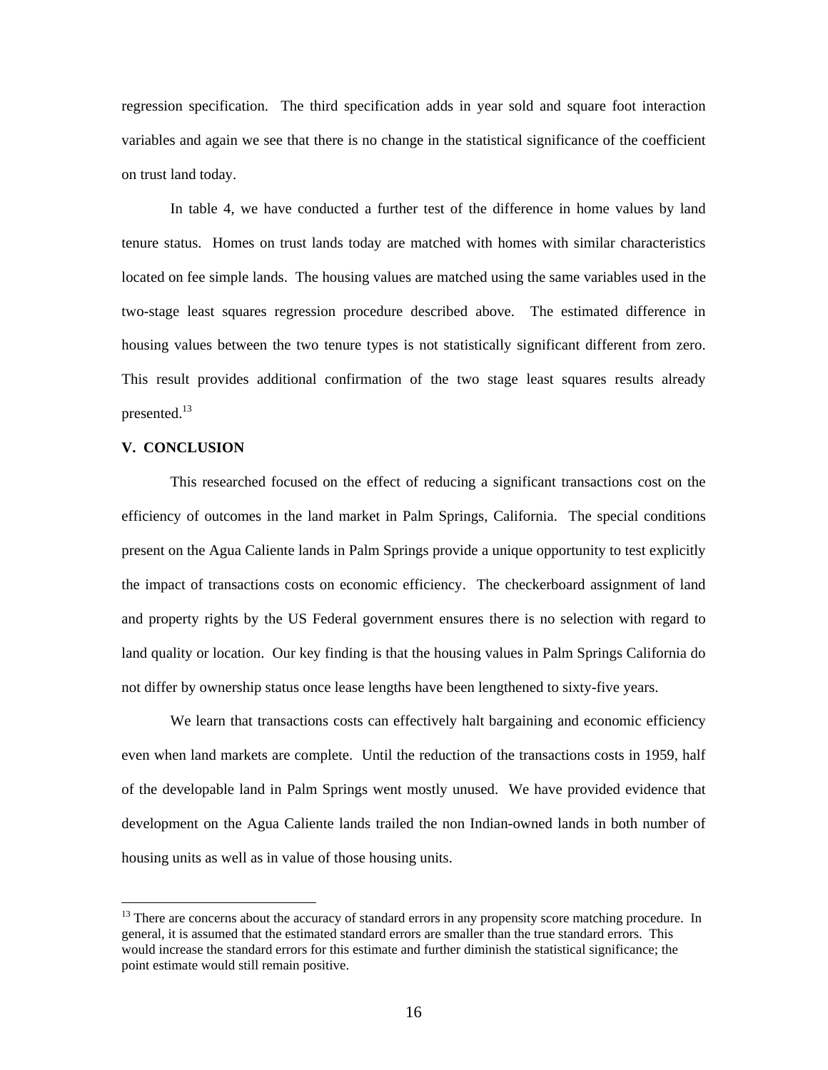regression specification. The third specification adds in year sold and square foot interaction variables and again we see that there is no change in the statistical significance of the coefficient on trust land today.

In table 4, we have conducted a further test of the difference in home values by land tenure status. Homes on trust lands today are matched with homes with similar characteristics located on fee simple lands. The housing values are matched using the same variables used in the two-stage least squares regression procedure described above. The estimated difference in housing values between the two tenure types is not statistically significant different from zero. This result provides additional confirmation of the two stage least squares results already presented.[13]

## V. CONCLUSION

This researched focused on the effect of reducing a significant transactions cost on the efficiency of outcomes in the land market in Palm Springs, California. The special conditions present on the Agua Caliente lands in Palm Springs provide a unique opportunity to test explicitly the impact of transactions costs on economic efficiency. The checkerboard assignment of land and property rights by the US Federal government ensures there is no selection with regard to land quality or location. Our key finding is that the housing values in Palm Springs California do not differ by ownership status once lease lengths have been lengthened to sixty-five years.

We learn that transactions costs can effectively halt bargaining and economic efficiency even when land markets are complete. Until the reduction of the transactions costs in 1959, half of the developable land in Palm Springs went mostly unused. We have provided evidence that development on the Agua Caliente lands trailed the non Indian-owned lands in both number of housing units as well as in value of those housing units.

[13] There are concerns about the accuracy of standard errors in any propensity score matching procedure. In general, it is assumed that the estimated standard errors are smaller than the true standard errors. This would increase the standard errors for this estimate and further diminish the statistical significance; the point estimate would still remain positive.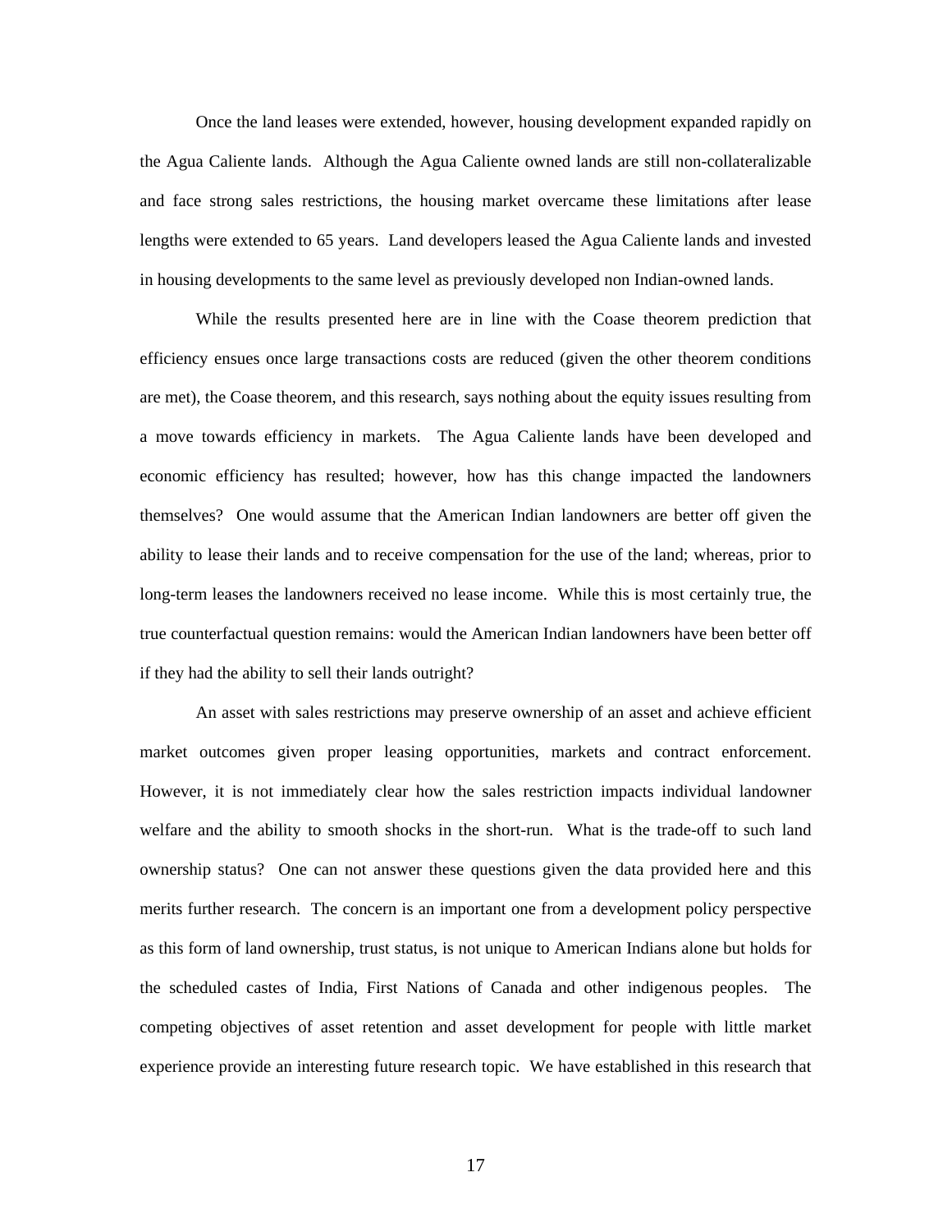Once the land leases were extended, however, housing development expanded rapidly on the Agua Caliente lands. Although the Agua Caliente owned lands are still non-collateralizable and face strong sales restrictions, the housing market overcame these limitations after lease lengths were extended to 65 years. Land developers leased the Agua Caliente lands and invested in housing developments to the same level as previously developed non Indian-owned lands.

While the results presented here are in line with the Coase theorem prediction that efficiency ensues once large transactions costs are reduced (given the other theorem conditions are met), the Coase theorem, and this research, says nothing about the equity issues resulting from a move towards efficiency in markets. The Agua Caliente lands have been developed and economic efficiency has resulted; however, how has this change impacted the landowners themselves? One would assume that the American Indian landowners are better off given the ability to lease their lands and to receive compensation for the use of the land; whereas, prior to long-term leases the landowners received no lease income. While this is most certainly true, the true counterfactual question remains: would the American Indian landowners have been better off if they had the ability to sell their lands outright?

An asset with sales restrictions may preserve ownership of an asset and achieve efficient market outcomes given proper leasing opportunities, markets and contract enforcement. However, it is not immediately clear how the sales restriction impacts individual landowner welfare and the ability to smooth shocks in the short-run. What is the trade-off to such land ownership status? One can not answer these questions given the data provided here and this merits further research. The concern is an important one from a development policy perspective as this form of land ownership, trust status, is not unique to American Indians alone but holds for the scheduled castes of India, First Nations of Canada and other indigenous peoples. The competing objectives of asset retention and asset development for people with little market experience provide an interesting future research topic. We have established in this research that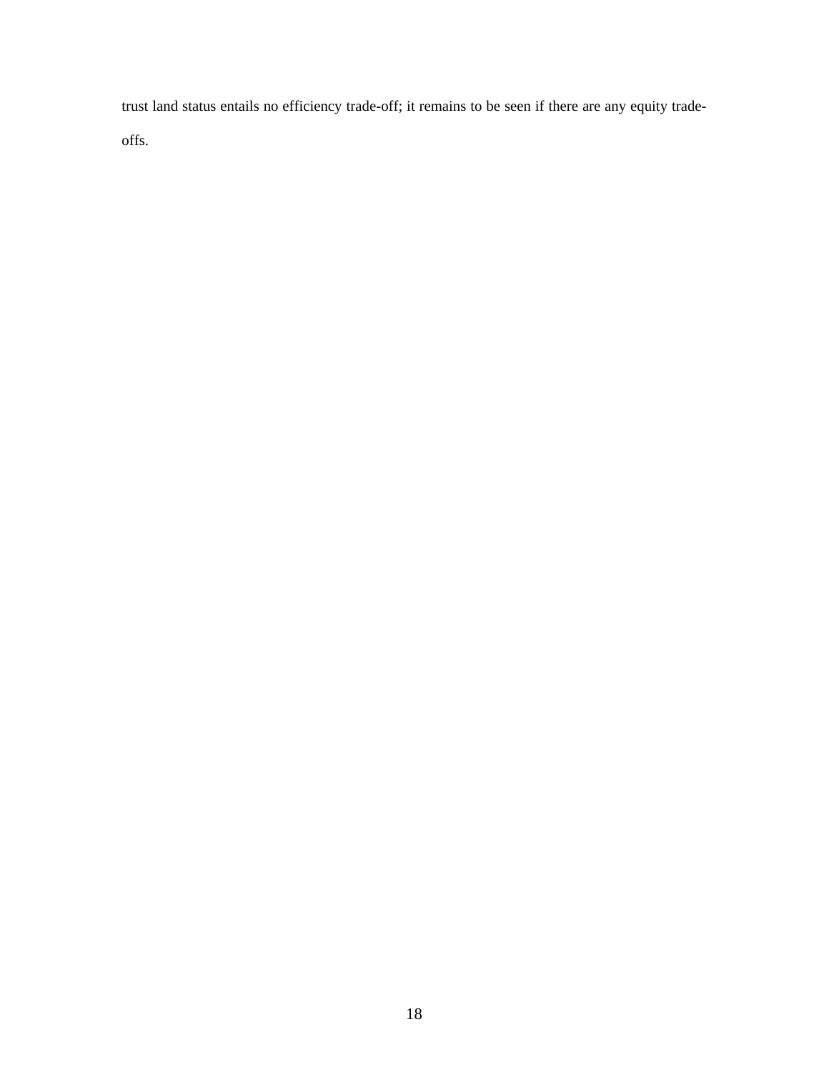trust land status entails no efficiency trade-off; it remains to be seen if there are any equity trade-offs.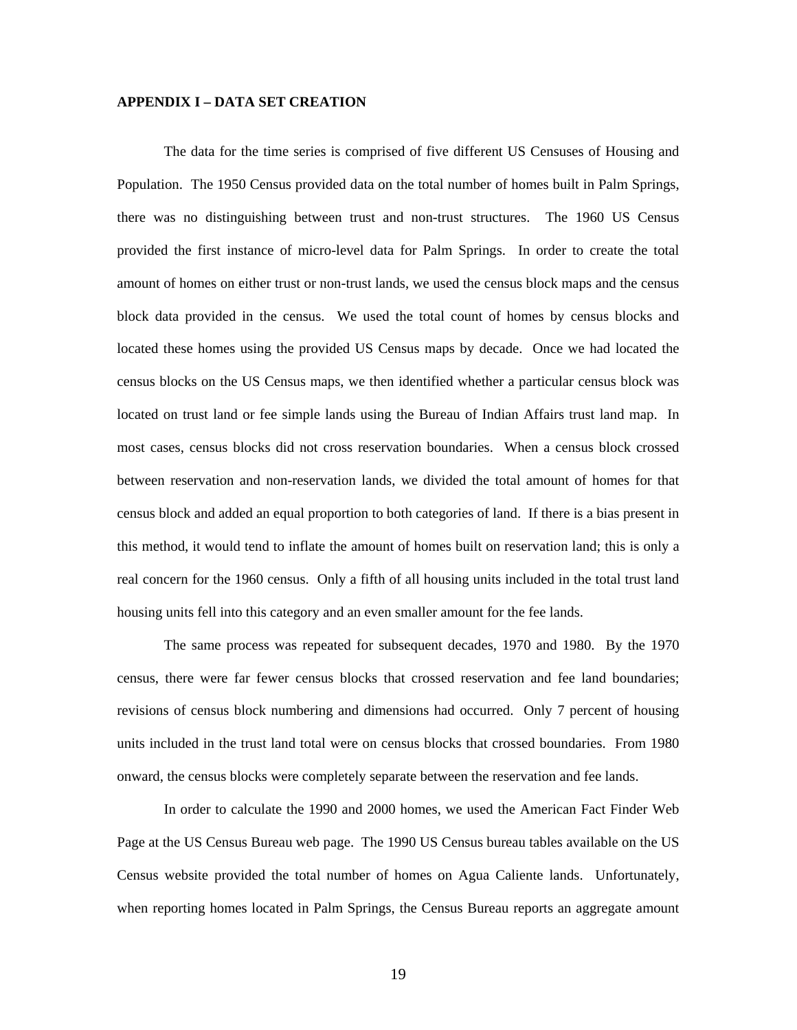## APPENDIX I – DATA SET CREATION

The data for the time series is comprised of five different US Censuses of Housing and Population. The 1950 Census provided data on the total number of homes built in Palm Springs, there was no distinguishing between trust and non-trust structures. The 1960 US Census provided the first instance of micro-level data for Palm Springs. In order to create the total amount of homes on either trust or non-trust lands, we used the census block maps and the census block data provided in the census. We used the total count of homes by census blocks and located these homes using the provided US Census maps by decade. Once we had located the census blocks on the US Census maps, we then identified whether a particular census block was located on trust land or fee simple lands using the Bureau of Indian Affairs trust land map. In most cases, census blocks did not cross reservation boundaries. When a census block crossed between reservation and non-reservation lands, we divided the total amount of homes for that census block and added an equal proportion to both categories of land. If there is a bias present in this method, it would tend to inflate the amount of homes built on reservation land; this is only a real concern for the 1960 census. Only a fifth of all housing units included in the total trust land housing units fell into this category and an even smaller amount for the fee lands.

The same process was repeated for subsequent decades, 1970 and 1980. By the 1970 census, there were far fewer census blocks that crossed reservation and fee land boundaries; revisions of census block numbering and dimensions had occurred. Only 7 percent of housing units included in the trust land total were on census blocks that crossed boundaries. From 1980 onward, the census blocks were completely separate between the reservation and fee lands.

In order to calculate the 1990 and 2000 homes, we used the American Fact Finder Web Page at the US Census Bureau web page. The 1990 US Census bureau tables available on the US Census website provided the total number of homes on Agua Caliente lands. Unfortunately, when reporting homes located in Palm Springs, the Census Bureau reports an aggregate amount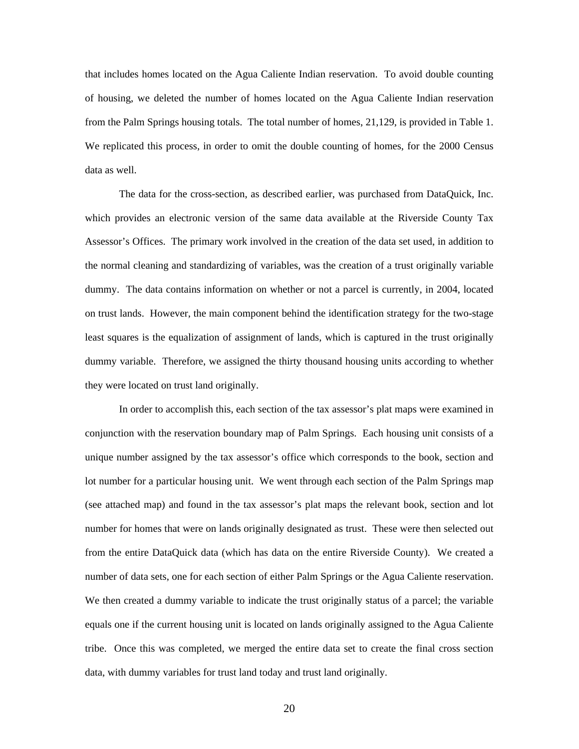that includes homes located on the Agua Caliente Indian reservation. To avoid double counting of housing, we deleted the number of homes located on the Agua Caliente Indian reservation from the Palm Springs housing totals. The total number of homes, 21,129, is provided in Table 1. We replicated this process, in order to omit the double counting of homes, for the 2000 Census data as well.

The data for the cross-section, as described earlier, was purchased from DataQuick, Inc. which provides an electronic version of the same data available at the Riverside County Tax Assessor's Offices. The primary work involved in the creation of the data set used, in addition to the normal cleaning and standardizing of variables, was the creation of a trust originally variable dummy. The data contains information on whether or not a parcel is currently, in 2004, located on trust lands. However, the main component behind the identification strategy for the two-stage least squares is the equalization of assignment of lands, which is captured in the trust originally dummy variable. Therefore, we assigned the thirty thousand housing units according to whether they were located on trust land originally.

In order to accomplish this, each section of the tax assessor's plat maps were examined in conjunction with the reservation boundary map of Palm Springs. Each housing unit consists of a unique number assigned by the tax assessor's office which corresponds to the book, section and lot number for a particular housing unit. We went through each section of the Palm Springs map (see attached map) and found in the tax assessor's plat maps the relevant book, section and lot number for homes that were on lands originally designated as trust. These were then selected out from the entire DataQuick data (which has data on the entire Riverside County). We created a number of data sets, one for each section of either Palm Springs or the Agua Caliente reservation. We then created a dummy variable to indicate the trust originally status of a parcel; the variable equals one if the current housing unit is located on lands originally assigned to the Agua Caliente tribe. Once this was completed, we merged the entire data set to create the final cross section data, with dummy variables for trust land today and trust land originally.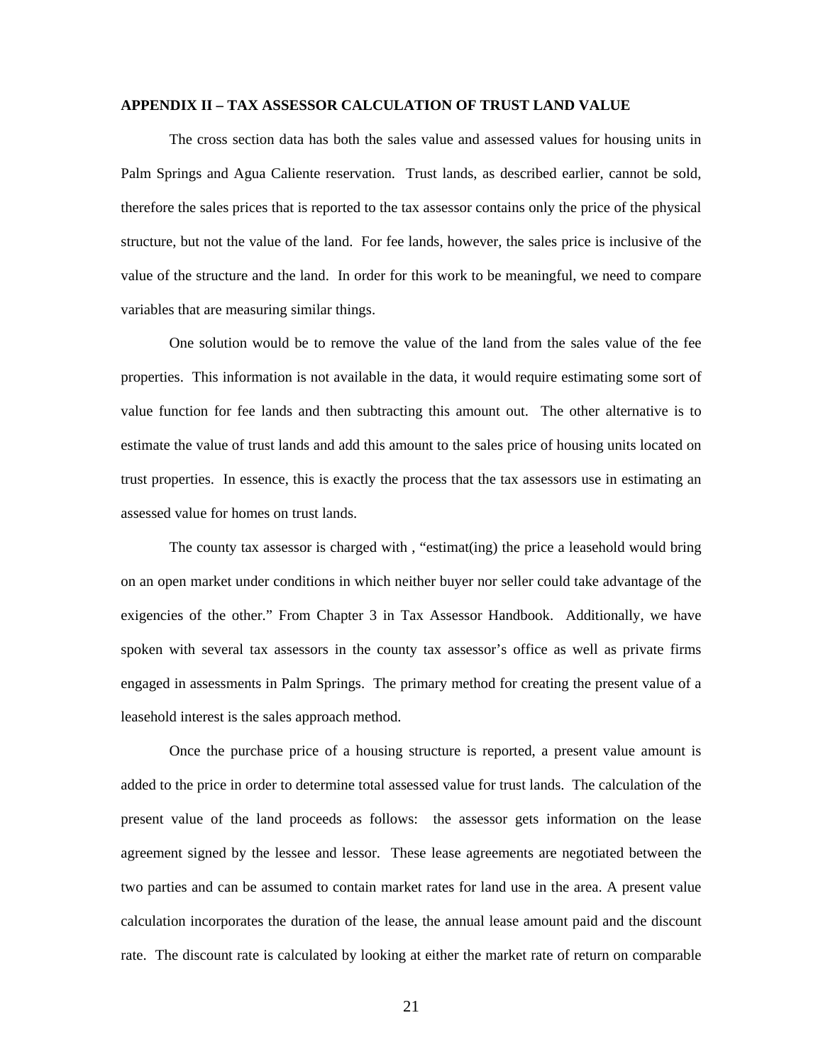**APPENDIX II – TAX ASSESSOR CALCULATION OF TRUST LAND VALUE**

The cross section data has both the sales value and assessed values for housing units in Palm Springs and Agua Caliente reservation. Trust lands, as described earlier, cannot be sold, therefore the sales prices that is reported to the tax assessor contains only the price of the physical structure, but not the value of the land. For fee lands, however, the sales price is inclusive of the value of the structure and the land. In order for this work to be meaningful, we need to compare variables that are measuring similar things.

One solution would be to remove the value of the land from the sales value of the fee properties. This information is not available in the data, it would require estimating some sort of value function for fee lands and then subtracting this amount out. The other alternative is to estimate the value of trust lands and add this amount to the sales price of housing units located on trust properties. In essence, this is exactly the process that the tax assessors use in estimating an assessed value for homes on trust lands.

The county tax assessor is charged with , "estimat(ing) the price a leasehold would bring on an open market under conditions in which neither buyer nor seller could take advantage of the exigencies of the other." From Chapter 3 in Tax Assessor Handbook. Additionally, we have spoken with several tax assessors in the county tax assessor's office as well as private firms engaged in assessments in Palm Springs. The primary method for creating the present value of a leasehold interest is the sales approach method.

Once the purchase price of a housing structure is reported, a present value amount is added to the price in order to determine total assessed value for trust lands. The calculation of the present value of the land proceeds as follows: the assessor gets information on the lease agreement signed by the lessee and lessor. These lease agreements are negotiated between the two parties and can be assumed to contain market rates for land use in the area. A present value calculation incorporates the duration of the lease, the annual lease amount paid and the discount rate. The discount rate is calculated by looking at either the market rate of return on comparable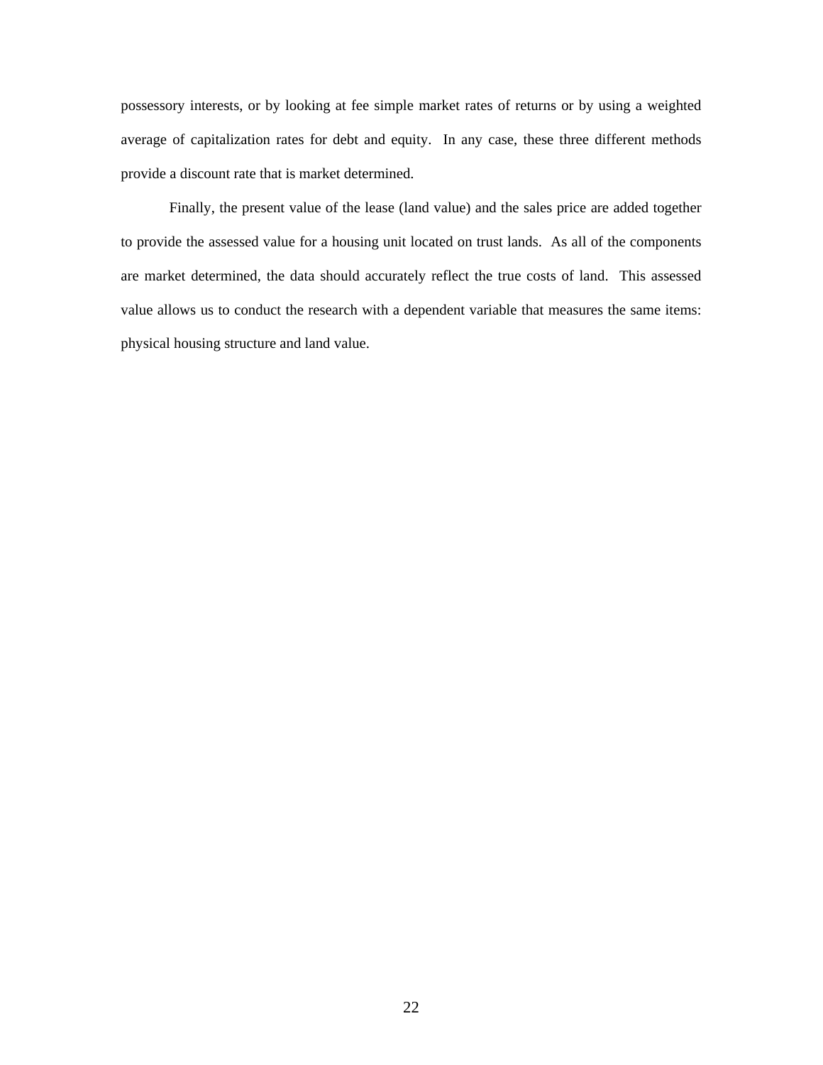possessory interests, or by looking at fee simple market rates of returns or by using a weighted average of capitalization rates for debt and equity.  In any case, these three different methods provide a discount rate that is market determined.

Finally, the present value of the lease (land value) and the sales price are added together to provide the assessed value for a housing unit located on trust lands.  As all of the components are market determined, the data should accurately reflect the true costs of land.  This assessed value allows us to conduct the research with a dependent variable that measures the same items: physical housing structure and land value.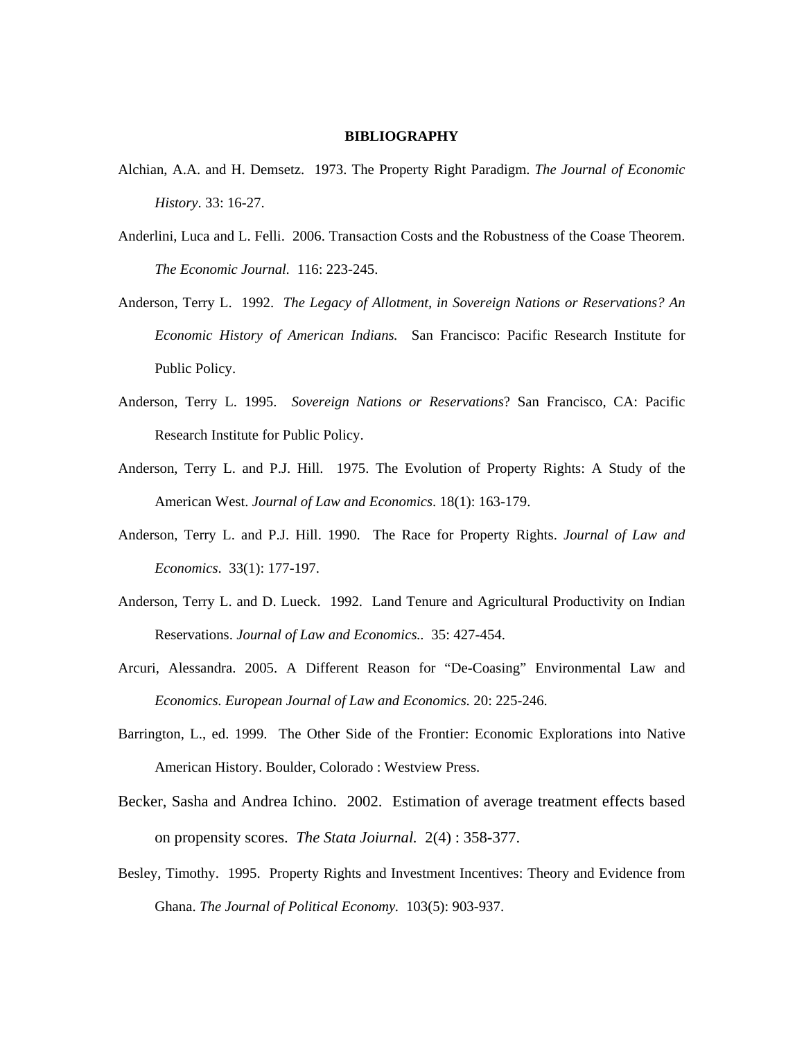**BIBLIOGRAPHY**

Alchian, A.A. and H. Demsetz. 1973. The Property Right Paradigm. *The Journal of Economic History*. 33: 16-27.

Anderlini, Luca and L. Felli. 2006. Transaction Costs and the Robustness of the Coase Theorem. *The Economic Journal*. 116: 223-245.

Anderson, Terry L. 1992. *The Legacy of Allotment, in Sovereign Nations or Reservations? An Economic History of American Indians.* San Francisco: Pacific Research Institute for Public Policy.

Anderson, Terry L. 1995. *Sovereign Nations or Reservations*? San Francisco, CA: Pacific Research Institute for Public Policy.

Anderson, Terry L. and P.J. Hill. 1975. The Evolution of Property Rights: A Study of the American West. *Journal of Law and Economics*. 18(1): 163-179.

Anderson, Terry L. and P.J. Hill. 1990. The Race for Property Rights. *Journal of Law and Economics*. 33(1): 177-197.

Anderson, Terry L. and D. Lueck. 1992. Land Tenure and Agricultural Productivity on Indian Reservations. *Journal of Law and Economics.*. 35: 427-454.

Arcuri, Alessandra. 2005. A Different Reason for "De-Coasing" Environmental Law and *Economics. European Journal of Law and Economics.* 20: 225-246.

Barrington, L., ed. 1999. The Other Side of the Frontier: Economic Explorations into Native American History. Boulder, Colorado : Westview Press.

Becker, Sasha and Andrea Ichino. 2002. Estimation of average treatment effects based on propensity scores. *The Stata Joiurnal.* 2(4) : 358-377.

Besley, Timothy. 1995. Property Rights and Investment Incentives: Theory and Evidence from Ghana. *The Journal of Political Economy.* 103(5): 903-937.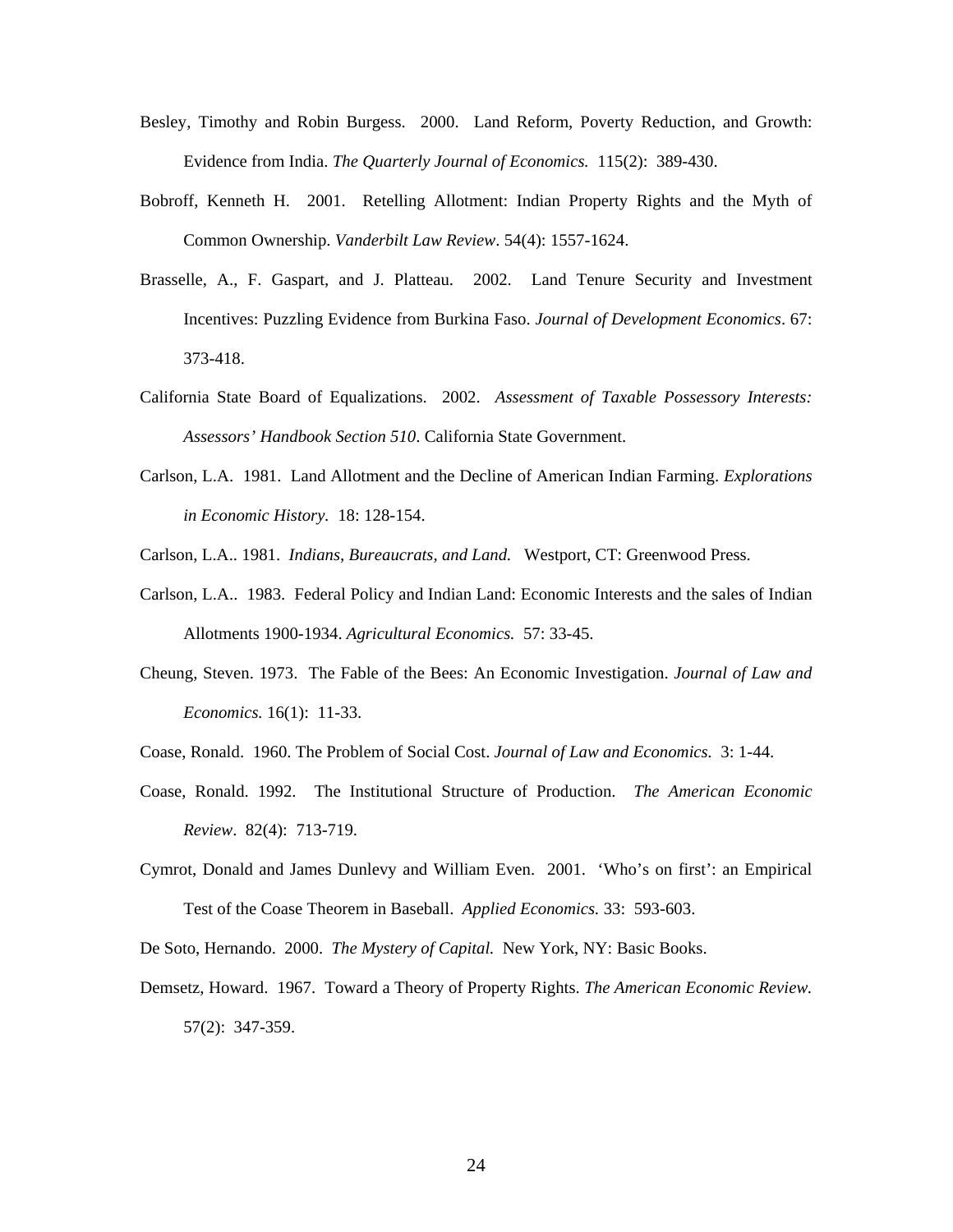Besley, Timothy and Robin Burgess. 2000. Land Reform, Poverty Reduction, and Growth: Evidence from India. *The Quarterly Journal of Economics.* 115(2): 389-430.

Bobroff, Kenneth H. 2001. Retelling Allotment: Indian Property Rights and the Myth of Common Ownership. *Vanderbilt Law Review*. 54(4): 1557-1624.

Brasselle, A., F. Gaspart, and J. Platteau. 2002. Land Tenure Security and Investment Incentives: Puzzling Evidence from Burkina Faso. *Journal of Development Economics*. 67: 373-418.

California State Board of Equalizations. 2002. *Assessment of Taxable Possessory Interests: Assessors' Handbook Section 510*. California State Government.

Carlson, L.A. 1981. Land Allotment and the Decline of American Indian Farming. *Explorations in Economic History.* 18: 128-154.

Carlson, L.A.. 1981. *Indians, Bureaucrats, and Land.* Westport, CT: Greenwood Press.

Carlson, L.A.. 1983. Federal Policy and Indian Land: Economic Interests and the sales of Indian Allotments 1900-1934. *Agricultural Economics.* 57: 33-45.

Cheung, Steven. 1973. The Fable of the Bees: An Economic Investigation. *Journal of Law and Economics.* 16(1): 11-33.

Coase, Ronald. 1960. The Problem of Social Cost. *Journal of Law and Economics.* 3: 1-44.

Coase, Ronald. 1992. The Institutional Structure of Production. *The American Economic Review*. 82(4): 713-719.

Cymrot, Donald and James Dunlevy and William Even. 2001. 'Who's on first': an Empirical Test of the Coase Theorem in Baseball. *Applied Economics.* 33: 593-603.

De Soto, Hernando. 2000. *The Mystery of Capital.* New York, NY: Basic Books.

Demsetz, Howard. 1967. Toward a Theory of Property Rights. *The American Economic Review.* 57(2): 347-359.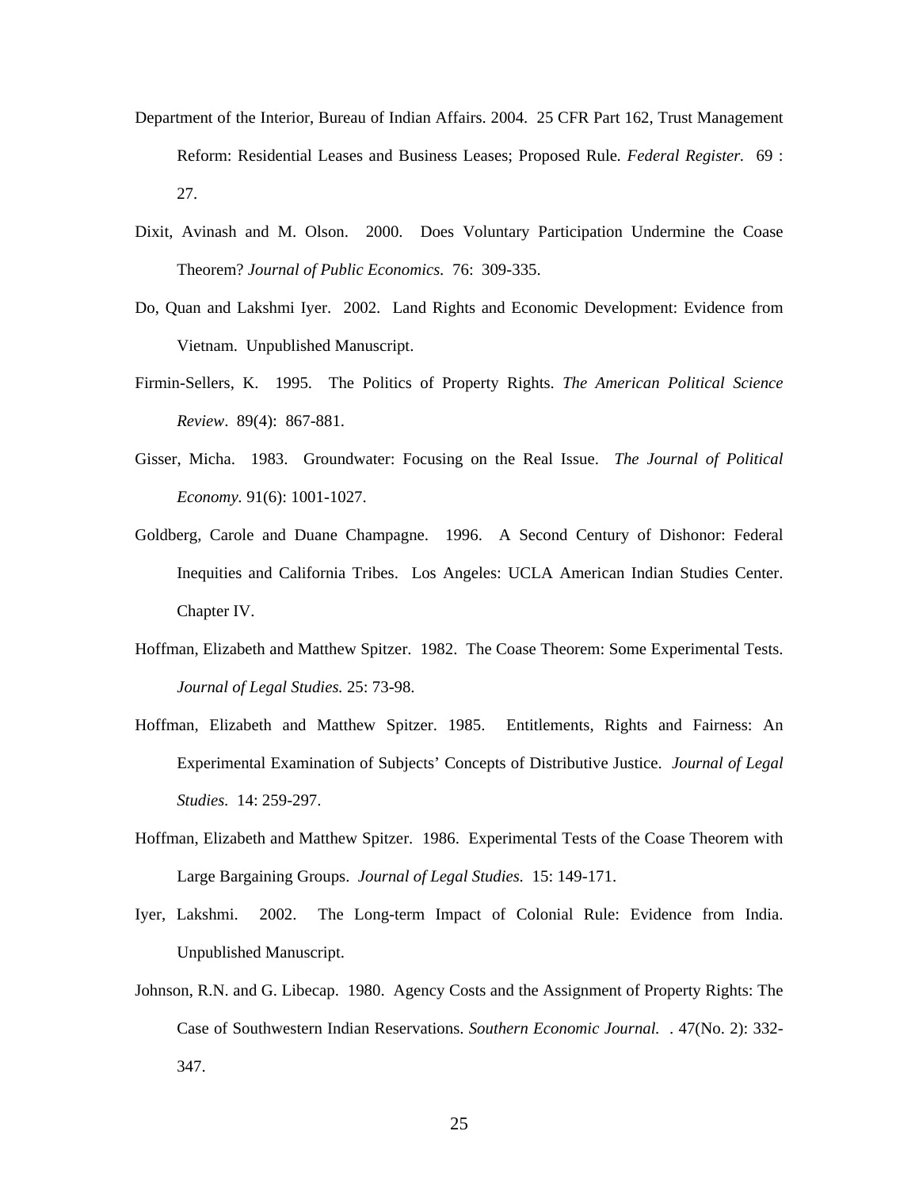Department of the Interior, Bureau of Indian Affairs. 2004. 25 CFR Part 162, Trust Management Reform: Residential Leases and Business Leases; Proposed Rule. *Federal Register.* 69 : 27.

Dixit, Avinash and M. Olson. 2000. Does Voluntary Participation Undermine the Coase Theorem? *Journal of Public Economics.* 76: 309-335.

Do, Quan and Lakshmi Iyer. 2002. Land Rights and Economic Development: Evidence from Vietnam. Unpublished Manuscript.

Firmin-Sellers, K. 1995. The Politics of Property Rights. *The American Political Science Review*. 89(4): 867-881.

Gisser, Micha. 1983. Groundwater: Focusing on the Real Issue. *The Journal of Political Economy.* 91(6): 1001-1027.

Goldberg, Carole and Duane Champagne. 1996. A Second Century of Dishonor: Federal Inequities and California Tribes. Los Angeles: UCLA American Indian Studies Center. Chapter IV.

Hoffman, Elizabeth and Matthew Spitzer. 1982. The Coase Theorem: Some Experimental Tests. *Journal of Legal Studies.* 25: 73-98.

Hoffman, Elizabeth and Matthew Spitzer. 1985. Entitlements, Rights and Fairness: An Experimental Examination of Subjects' Concepts of Distributive Justice. *Journal of Legal Studies.* 14: 259-297.

Hoffman, Elizabeth and Matthew Spitzer. 1986. Experimental Tests of the Coase Theorem with Large Bargaining Groups. *Journal of Legal Studies.* 15: 149-171.

Iyer, Lakshmi. 2002. The Long-term Impact of Colonial Rule: Evidence from India. Unpublished Manuscript.

Johnson, R.N. and G. Libecap. 1980. Agency Costs and the Assignment of Property Rights: The Case of Southwestern Indian Reservations. *Southern Economic Journal.* . 47(No. 2): 332-347.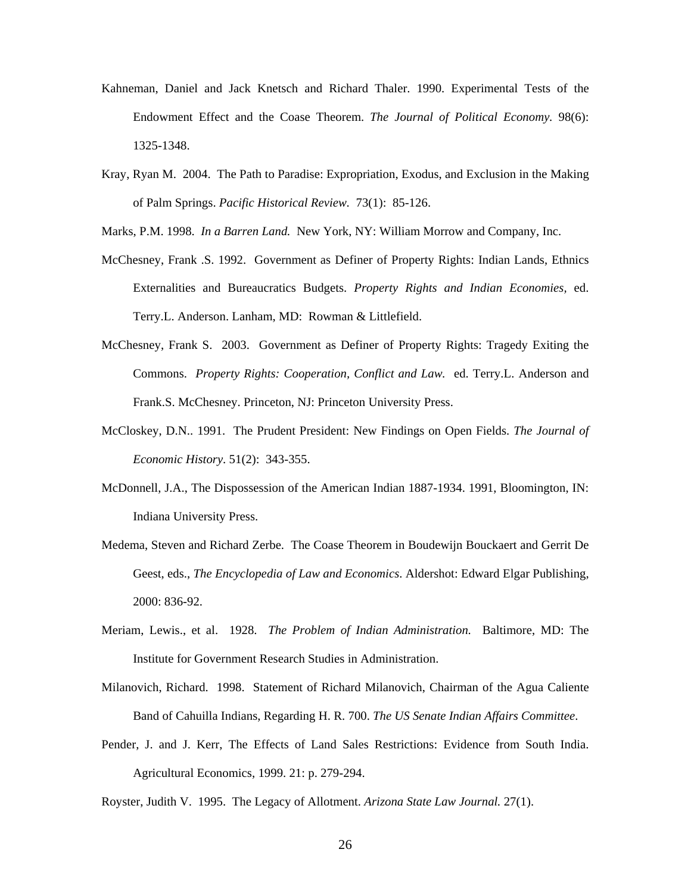Kahneman, Daniel and Jack Knetsch and Richard Thaler. 1990. Experimental Tests of the Endowment Effect and the Coase Theorem. *The Journal of Political Economy*. 98(6): 1325-1348.

Kray, Ryan M. 2004. The Path to Paradise: Expropriation, Exodus, and Exclusion in the Making of Palm Springs. *Pacific Historical Review*. 73(1): 85-126.

Marks, P.M. 1998. *In a Barren Land.* New York, NY: William Morrow and Company, Inc.

McChesney, Frank .S. 1992. Government as Definer of Property Rights: Indian Lands, Ethnics Externalities and Bureaucratics Budgets. *Property Rights and Indian Economies*, ed. Terry.L. Anderson. Lanham, MD: Rowman & Littlefield.

McChesney, Frank S. 2003. Government as Definer of Property Rights: Tragedy Exiting the Commons. *Property Rights: Cooperation, Conflict and Law.* ed. Terry.L. Anderson and Frank.S. McChesney. Princeton, NJ: Princeton University Press.

McCloskey, D.N.. 1991. The Prudent President: New Findings on Open Fields. *The Journal of Economic History*. 51(2): 343-355.

McDonnell, J.A., The Dispossession of the American Indian 1887-1934. 1991, Bloomington, IN: Indiana University Press.

Medema, Steven and Richard Zerbe. The Coase Theorem in Boudewijn Bouckaert and Gerrit De Geest, eds., *The Encyclopedia of Law and Economics*. Aldershot: Edward Elgar Publishing, 2000: 836-92.

Meriam, Lewis., et al. 1928. *The Problem of Indian Administration.* Baltimore, MD: The Institute for Government Research Studies in Administration.

Milanovich, Richard. 1998. Statement of Richard Milanovich, Chairman of the Agua Caliente Band of Cahuilla Indians, Regarding H. R. 700. *The US Senate Indian Affairs Committee*.

Pender, J. and J. Kerr, The Effects of Land Sales Restrictions: Evidence from South India. Agricultural Economics, 1999. 21: p. 279-294.

Royster, Judith V. 1995. The Legacy of Allotment. *Arizona State Law Journal.* 27(1).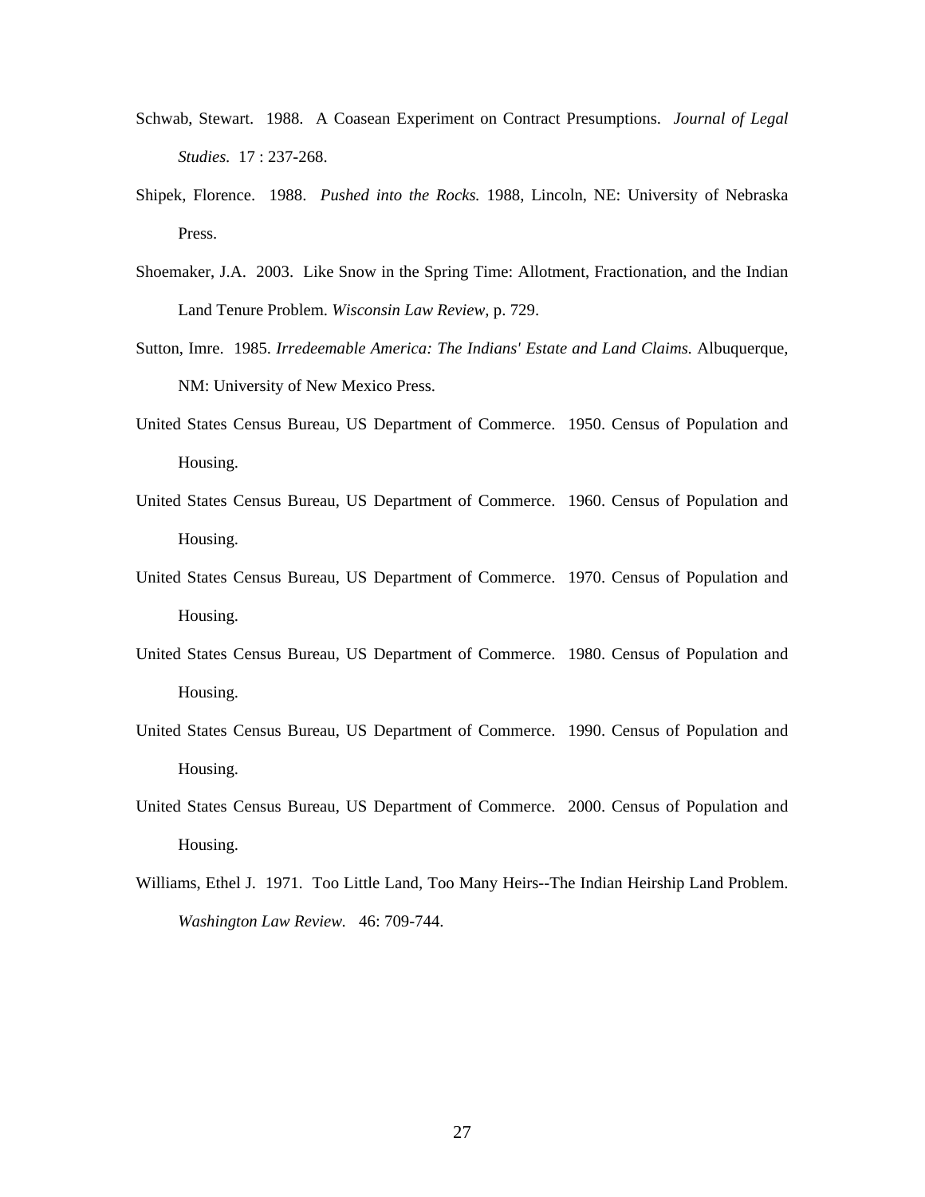Schwab, Stewart. 1988. A Coasean Experiment on Contract Presumptions. *Journal of Legal Studies.* 17 : 237-268.

Shipek, Florence. 1988. *Pushed into the Rocks.* 1988, Lincoln, NE: University of Nebraska Press.

Shoemaker, J.A. 2003. Like Snow in the Spring Time: Allotment, Fractionation, and the Indian Land Tenure Problem. *Wisconsin Law Review,* p. 729.

Sutton, Imre. 1985. *Irredeemable America: The Indians' Estate and Land Claims.* Albuquerque, NM: University of New Mexico Press.

United States Census Bureau, US Department of Commerce. 1950. Census of Population and Housing.

United States Census Bureau, US Department of Commerce. 1960. Census of Population and Housing.

United States Census Bureau, US Department of Commerce. 1970. Census of Population and Housing.

United States Census Bureau, US Department of Commerce. 1980. Census of Population and Housing.

United States Census Bureau, US Department of Commerce. 1990. Census of Population and Housing.

United States Census Bureau, US Department of Commerce. 2000. Census of Population and Housing.

Williams, Ethel J. 1971. Too Little Land, Too Many Heirs--The Indian Heirship Land Problem. *Washington Law Review.* 46: 709-744.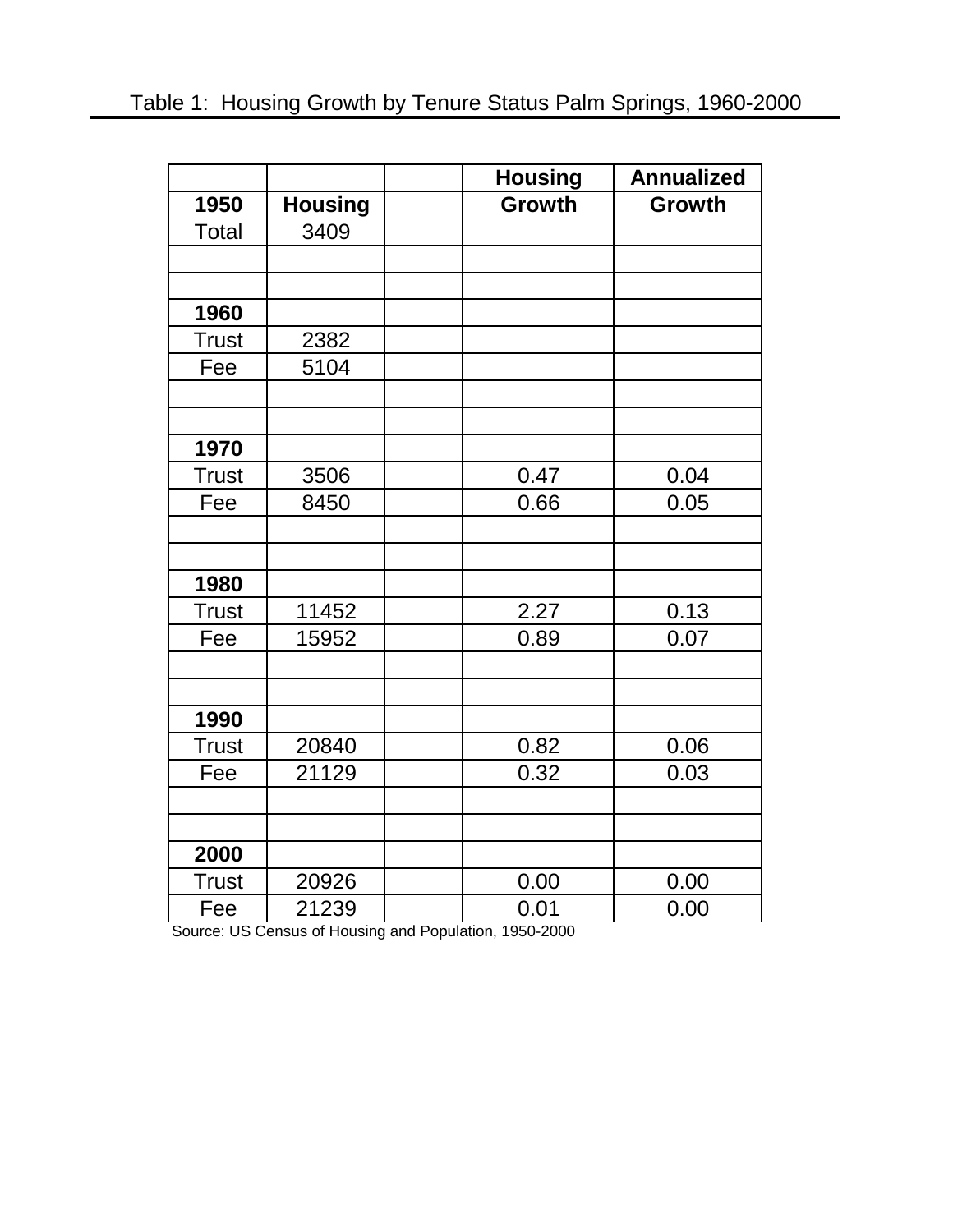Table 1: Housing Growth by Tenure Status Palm Springs, 1960-2000

| | | | Housing | Annualized |
|---|---|---|---|---|
| **1950** | **Housing** | | **Growth** | **Growth** |
| Total | 3409 | | | |
| | | | | |
| | | | | |
| **1960** | | | | |
| Trust | 2382 | | | |
| Fee | 5104 | | | |
| | | | | |
| | | | | |
| **1970** | | | | |
| Trust | 3506 | | 0.47 | 0.04 |
| Fee | 8450 | | 0.66 | 0.05 |
| | | | | |
| | | | | |
| **1980** | | | | |
| Trust | 11452 | | 2.27 | 0.13 |
| Fee | 15952 | | 0.89 | 0.07 |
| | | | | |
| | | | | |
| **1990** | | | | |
| Trust | 20840 | | 0.82 | 0.06 |
| Fee | 21129 | | 0.32 | 0.03 |
| | | | | |
| | | | | |
| **2000** | | | | |
| Trust | 20926 | | 0.00 | 0.00 |
| Fee | 21239 | | 0.01 | 0.00 |

Source: US Census of Housing and Population, 1950-2000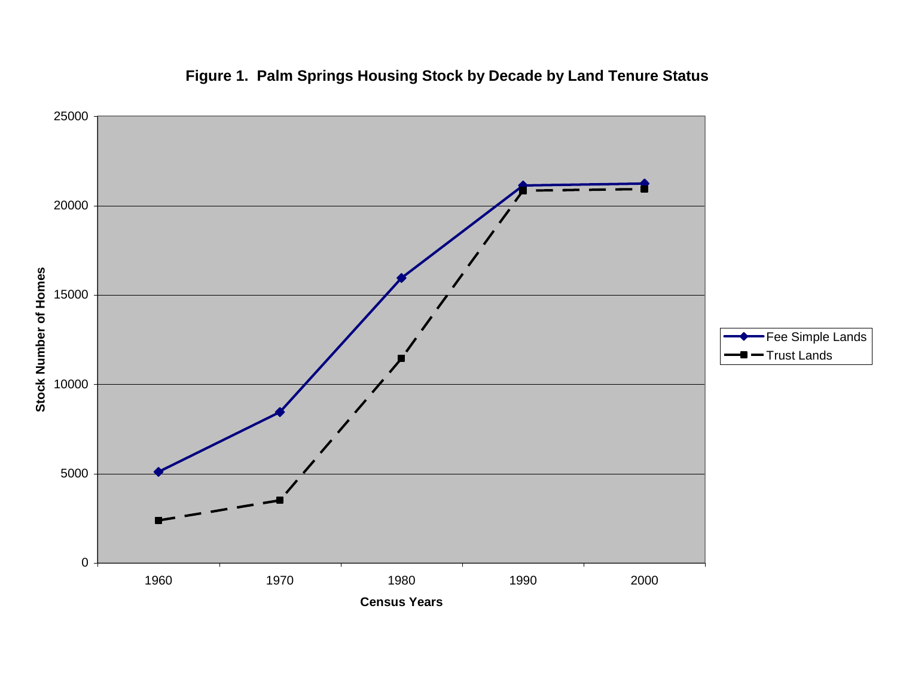**Figure 1. Palm Springs Housing Stock by Decade by Land Tenure Status**

Stock Number of Homes

25000
20000
15000
10000
5000
0

1960
1970
1980
1990
2000

Census Years

Fee Simple Lands
Trust Lands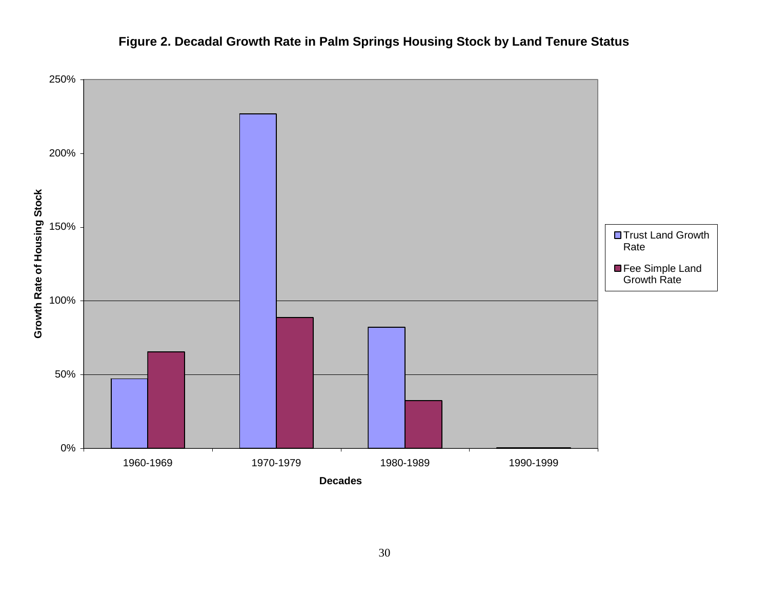**Figure 2. Decadal Growth Rate in Palm Springs Housing Stock by Land Tenure Status**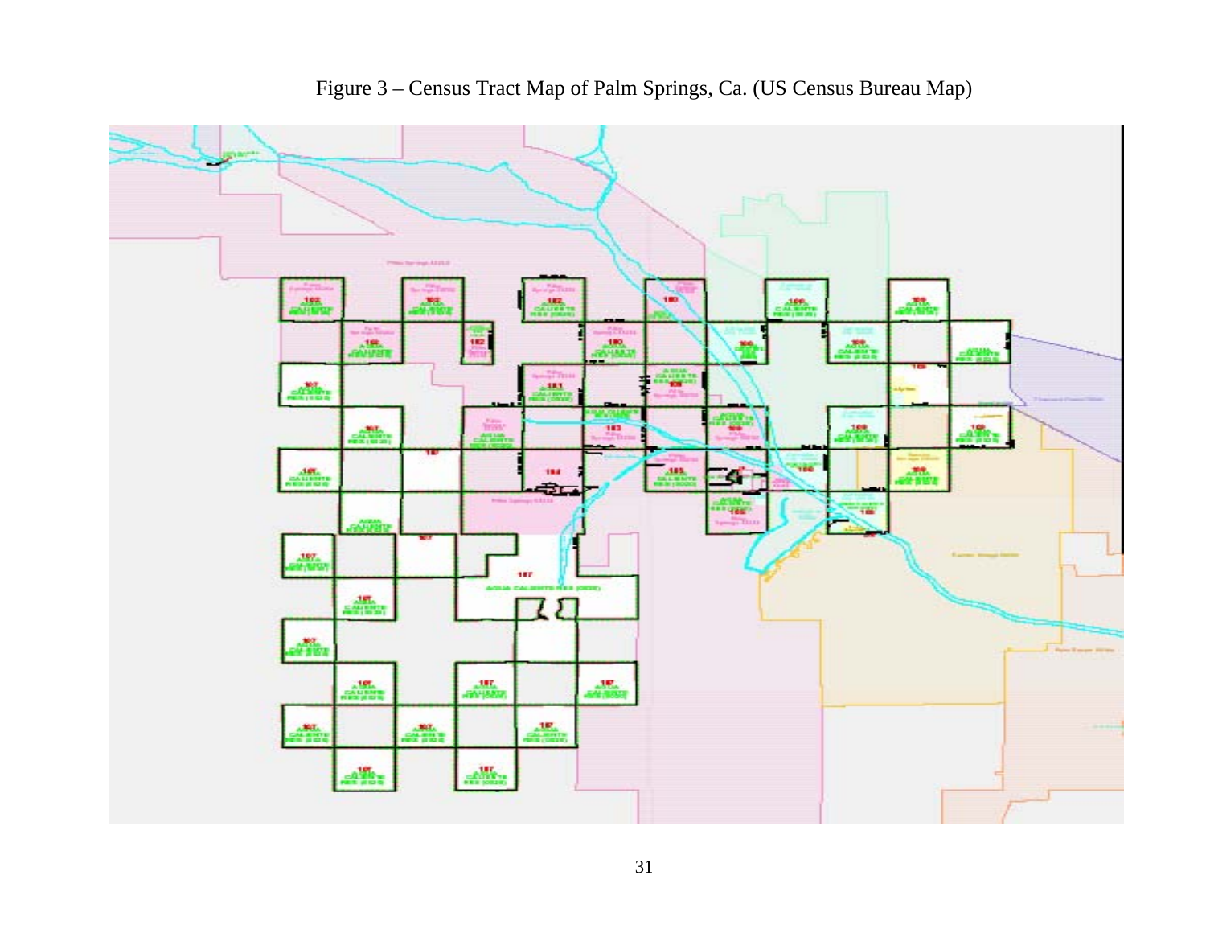Figure 3 – Census Tract Map of Palm Springs, Ca. (US Census Bureau Map)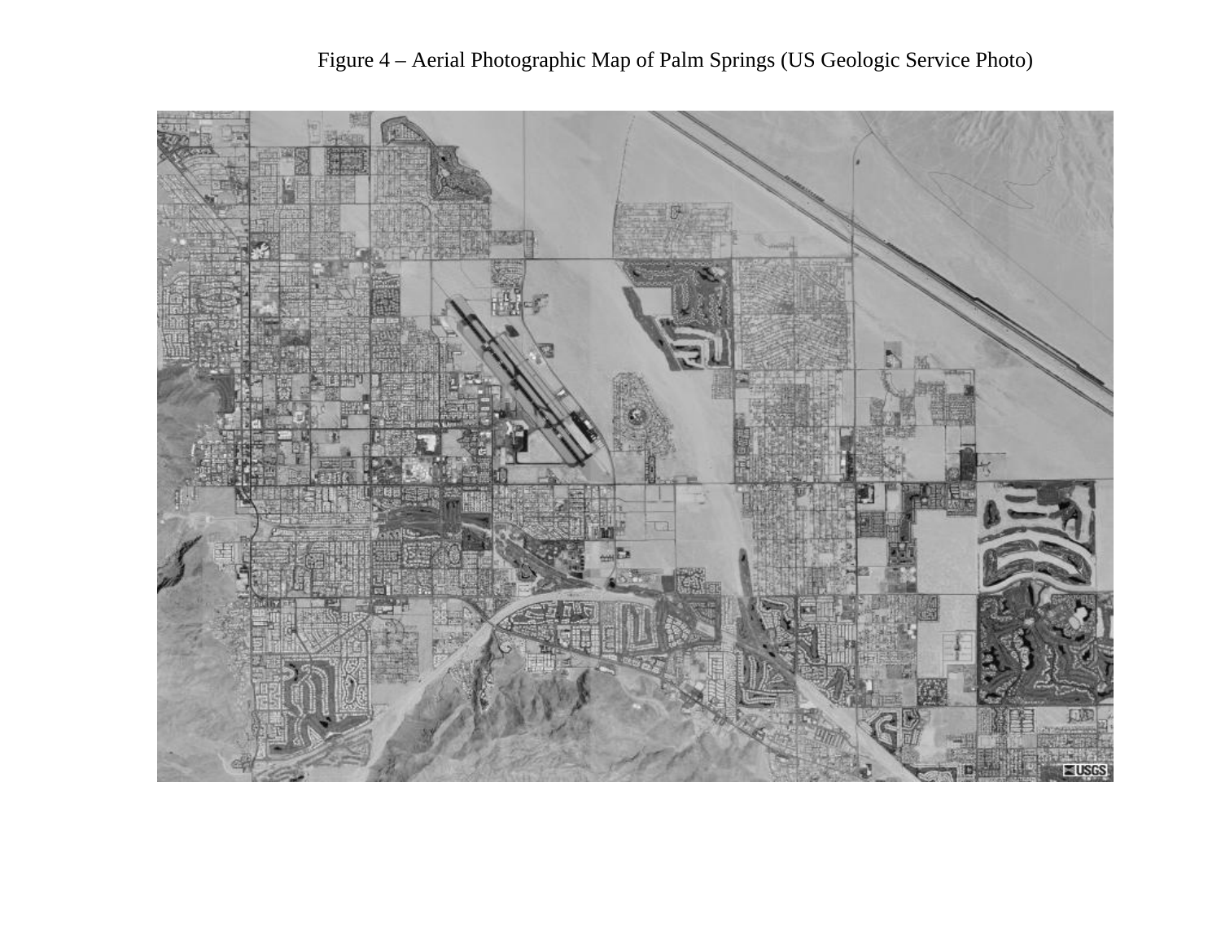Figure 4 – Aerial Photographic Map of Palm Springs (US Geologic Service Photo)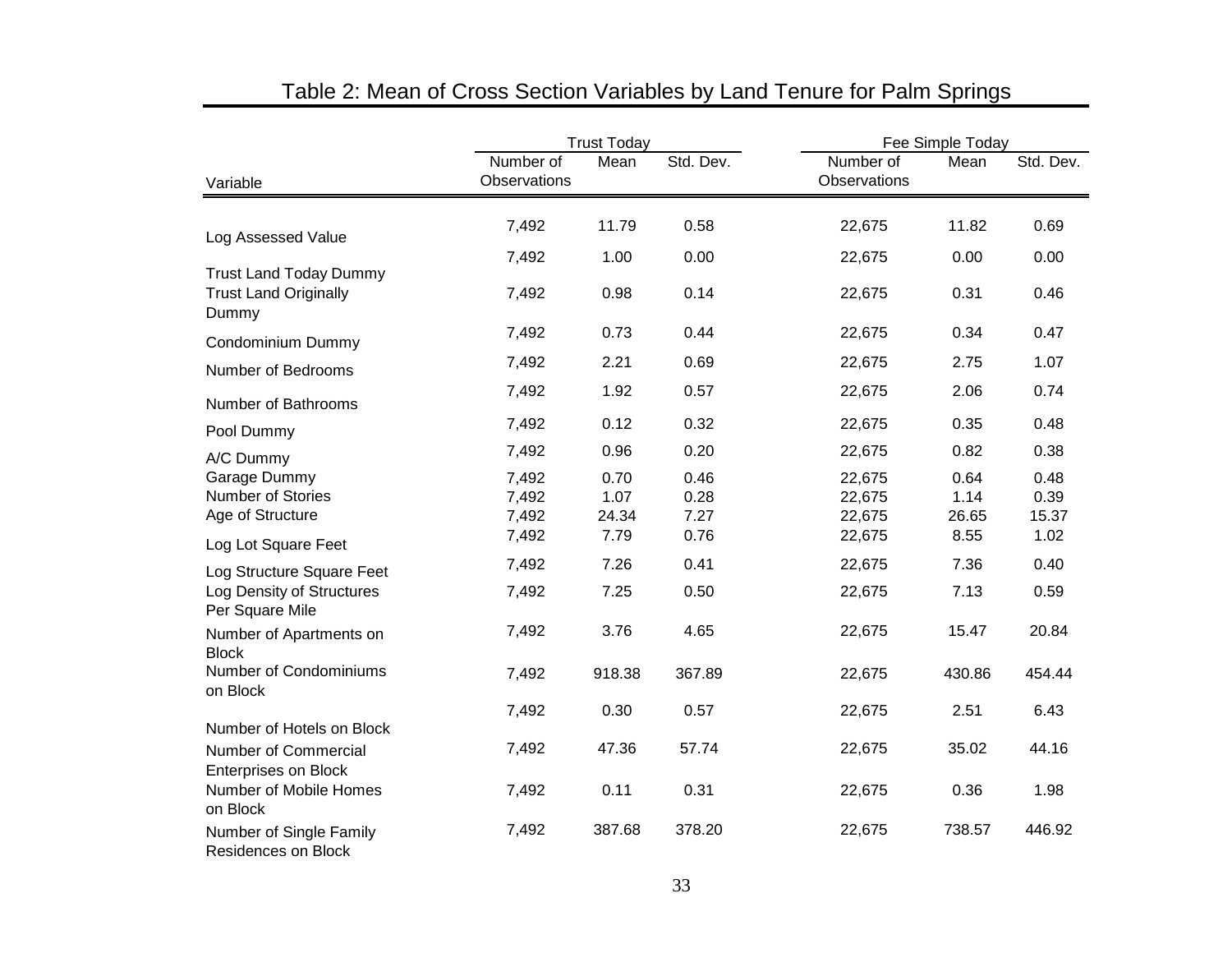# Table 2: Mean of Cross Section Variables by Land Tenure for Palm Springs

| Variable | Trust Today | | | Fee Simple Today | | |
|---|---|---|---|---|---|---|
| | Number of Observations | Mean | Std. Dev. | Number of Observations | Mean | Std. Dev. |
| Log Assessed Value | 7,492 | 11.79 | 0.58 | 22,675 | 11.82 | 0.69 |
| Trust Land Today Dummy | 7,492 | 1.00 | 0.00 | 22,675 | 0.00 | 0.00 |
| Trust Land Originally Dummy | 7,492 | 0.98 | 0.14 | 22,675 | 0.31 | 0.46 |
| Condominium Dummy | 7,492 | 0.73 | 0.44 | 22,675 | 0.34 | 0.47 |
| Number of Bedrooms | 7,492 | 2.21 | 0.69 | 22,675 | 2.75 | 1.07 |
| Number of Bathrooms | 7,492 | 1.92 | 0.57 | 22,675 | 2.06 | 0.74 |
| Pool Dummy | 7,492 | 0.12 | 0.32 | 22,675 | 0.35 | 0.48 |
| A/C Dummy | 7,492 | 0.96 | 0.20 | 22,675 | 0.82 | 0.38 |
| Garage Dummy | 7,492 | 0.70 | 0.46 | 22,675 | 0.64 | 0.48 |
| Number of Stories | 7,492 | 1.07 | 0.28 | 22,675 | 1.14 | 0.39 |
| Age of Structure | 7,492 | 24.34 | 7.27 | 22,675 | 26.65 | 15.37 |
| Log Lot Square Feet | 7,492 | 7.79 | 0.76 | 22,675 | 8.55 | 1.02 |
| Log Structure Square Feet | 7,492 | 7.26 | 0.41 | 22,675 | 7.36 | 0.40 |
| Log Density of Structures Per Square Mile | 7,492 | 7.25 | 0.50 | 22,675 | 7.13 | 0.59 |
| Number of Apartments on Block | 7,492 | 3.76 | 4.65 | 22,675 | 15.47 | 20.84 |
| Number of Condominiums on Block | 7,492 | 918.38 | 367.89 | 22,675 | 430.86 | 454.44 |
| Number of Hotels on Block | 7,492 | 0.30 | 0.57 | 22,675 | 2.51 | 6.43 |
| Number of Commercial Enterprises on Block | 7,492 | 47.36 | 57.74 | 22,675 | 35.02 | 44.16 |
| Number of Mobile Homes on Block | 7,492 | 0.11 | 0.31 | 22,675 | 0.36 | 1.98 |
| Number of Single Family Residences on Block | 7,492 | 387.68 | 378.20 | 22,675 | 738.57 | 446.92 |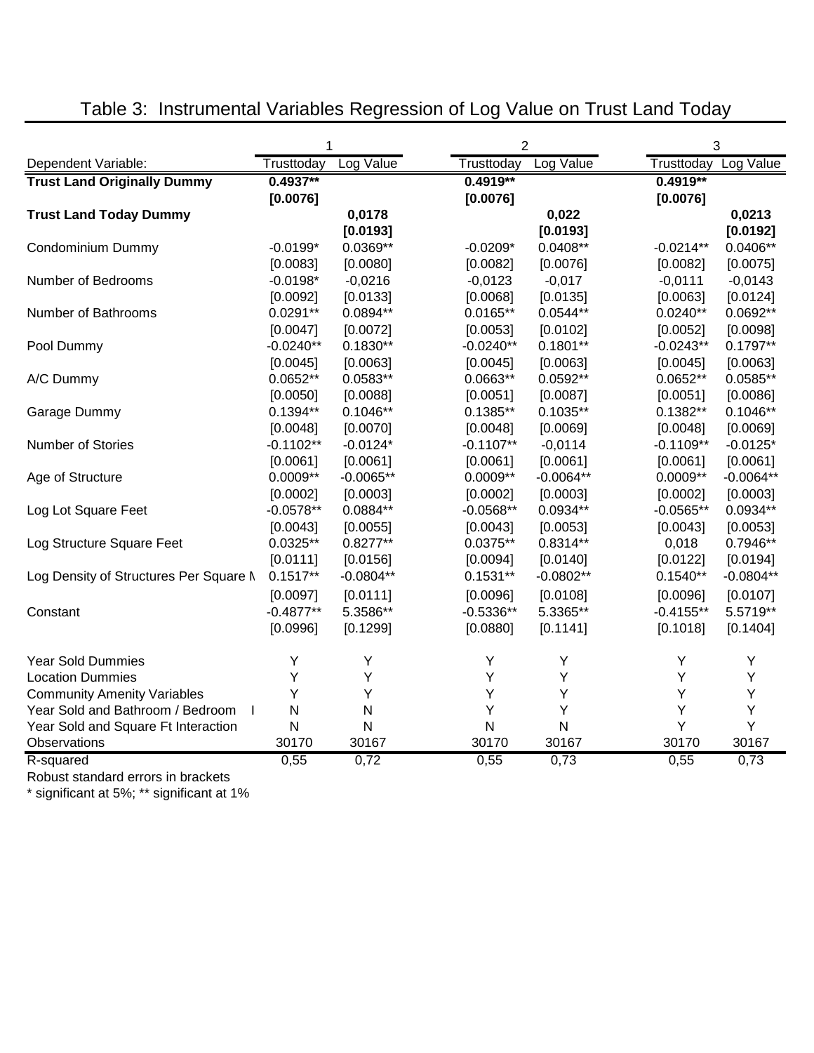# Table 3: Instrumental Variables Regression of Log Value on Trust Land Today

| | 1 | | 2 | | 3 | |
|---|---|---|---|---|---|---|
| Dependent Variable: | Trusttoday | Log Value | Trusttoday | Log Value | Trusttoday | Log Value |
| **Trust Land Originally Dummy** | **0.4937**** | | **0.4919**** | | **0.4919**** | |
| | **[0.0076]** | | **[0.0076]** | | **[0.0076]** | |
| **Trust Land Today Dummy** | | **0,0178** | | **0,022** | | **0,0213** |
| | | **[0.0193]** | | **[0.0193]** | | **[0.0192]** |
| Condominium Dummy | -0.0199* | 0.0369** | -0.0209* | 0.0408** | -0.0214** | 0.0406** |
| | [0.0083] | [0.0080] | [0.0082] | [0.0076] | [0.0082] | [0.0075] |
| Number of Bedrooms | -0.0198* | -0,0216 | -0,0123 | -0,017 | -0,0111 | -0,0143 |
| | [0.0092] | [0.0133] | [0.0068] | [0.0135] | [0.0063] | [0.0124] |
| Number of Bathrooms | 0.0291** | 0.0894** | 0.0165** | 0.0544** | 0.0240** | 0.0692** |
| | [0.0047] | [0.0072] | [0.0053] | [0.0102] | [0.0052] | [0.0098] |
| Pool Dummy | -0.0240** | 0.1830** | -0.0240** | 0.1801** | -0.0243** | 0.1797** |
| | [0.0045] | [0.0063] | [0.0045] | [0.0063] | [0.0045] | [0.0063] |
| A/C Dummy | 0.0652** | 0.0583** | 0.0663** | 0.0592** | 0.0652** | 0.0585** |
| | [0.0050] | [0.0088] | [0.0051] | [0.0087] | [0.0051] | [0.0086] |
| Garage Dummy | 0.1394** | 0.1046** | 0.1385** | 0.1035** | 0.1382** | 0.1046** |
| | [0.0048] | [0.0070] | [0.0048] | [0.0069] | [0.0048] | [0.0069] |
| Number of Stories | -0.1102** | -0.0124* | -0.1107** | -0,0114 | -0.1109** | -0.0125* |
| | [0.0061] | [0.0061] | [0.0061] | [0.0061] | [0.0061] | [0.0061] |
| Age of Structure | 0.0009** | -0.0065** | 0.0009** | -0.0064** | 0.0009** | -0.0064** |
| | [0.0002] | [0.0003] | [0.0002] | [0.0003] | [0.0002] | [0.0003] |
| Log Lot Square Feet | -0.0578** | 0.0884** | -0.0568** | 0.0934** | -0.0565** | 0.0934** |
| | [0.0043] | [0.0055] | [0.0043] | [0.0053] | [0.0043] | [0.0053] |
| Log Structure Square Feet | 0.0325** | 0.8277** | 0.0375** | 0.8314** | 0,018 | 0.7946** |
| | [0.0111] | [0.0156] | [0.0094] | [0.0140] | [0.0122] | [0.0194] |
| Log Density of Structures Per Square M | 0.1517** | -0.0804** | 0.1531** | -0.0802** | 0.1540** | -0.0804** |
| | [0.0097] | [0.0111] | [0.0096] | [0.0108] | [0.0096] | [0.0107] |
| Constant | -0.4877** | 5.3586** | -0.5336** | 5.3365** | -0.4155** | 5.5719** |
| | [0.0996] | [0.1299] | [0.0880] | [0.1141] | [0.1018] | [0.1404] |
| Year Sold Dummies | Y | Y | Y | Y | Y | Y |
| Location Dummies | Y | Y | Y | Y | Y | Y |
| Community Amenity Variables | Y | Y | Y | Y | Y | Y |
| Year Sold and Bathroom / Bedroom I | N | N | Y | Y | Y | Y |
| Year Sold and Square Ft Interaction | N | N | N | N | Y | Y |
| Observations | 30170 | 30167 | 30170 | 30167 | 30170 | 30167 |
| R-squared | 0,55 | 0,72 | 0,55 | 0,73 | 0,55 | 0,73 |

Robust standard errors in brackets

* significant at 5%; ** significant at 1%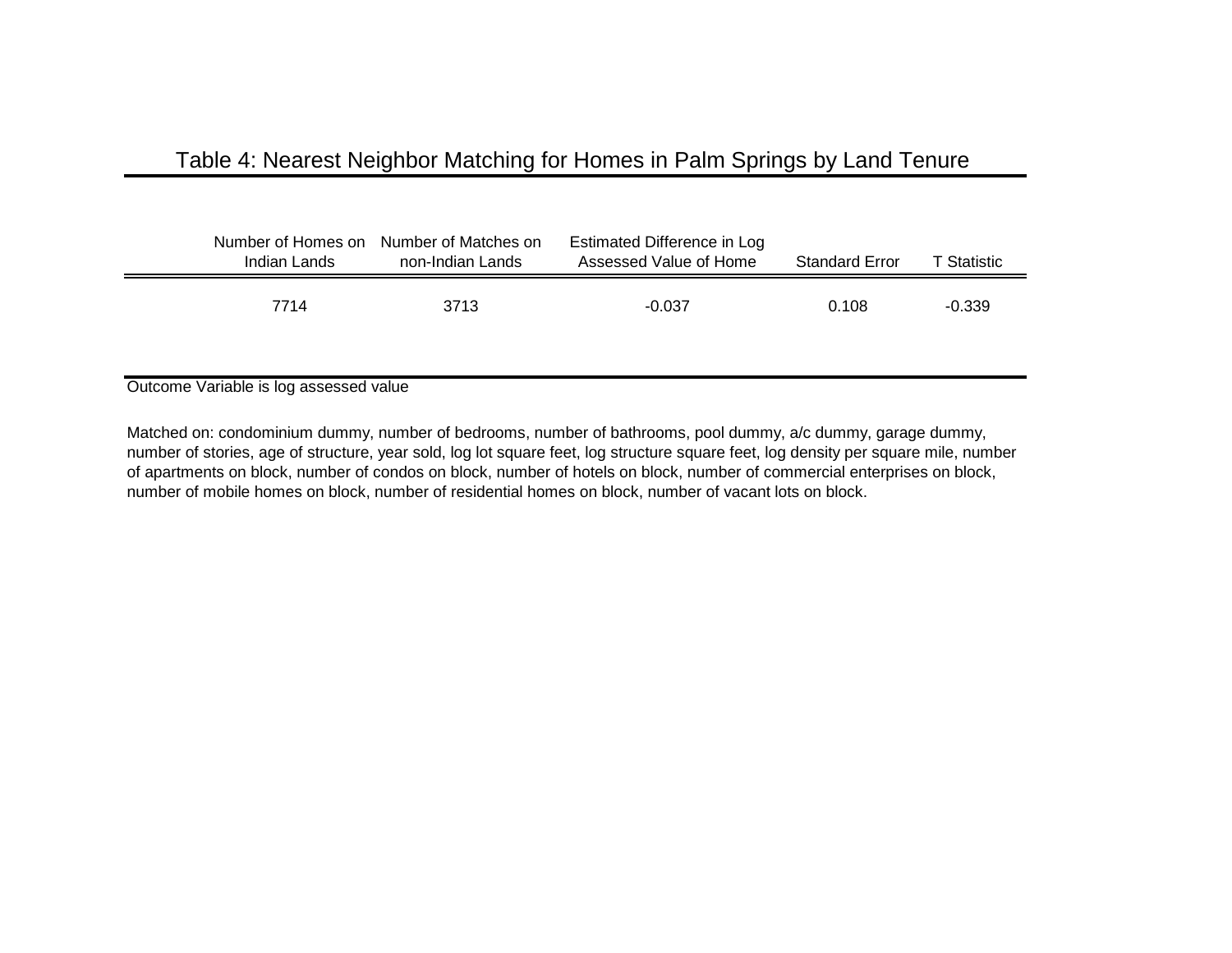# Table 4: Nearest Neighbor Matching for Homes in Palm Springs by Land Tenure

| Number of Homes on Indian Lands | Number of Matches on non-Indian Lands | Estimated Difference in Log Assessed Value of Home | Standard Error | T Statistic |
|---|---|---|---|---|
| 7714 | 3713 | -0.037 | 0.108 | -0.339 |

Outcome Variable is log assessed value

Matched on: condominium dummy, number of bedrooms, number of bathrooms, pool dummy, a/c dummy, garage dummy, number of stories, age of structure, year sold, log lot square feet, log structure square feet, log density per square mile, number of apartments on block, number of condos on block, number of hotels on block, number of commercial enterprises on block, number of mobile homes on block, number of residential homes on block, number of vacant lots on block.